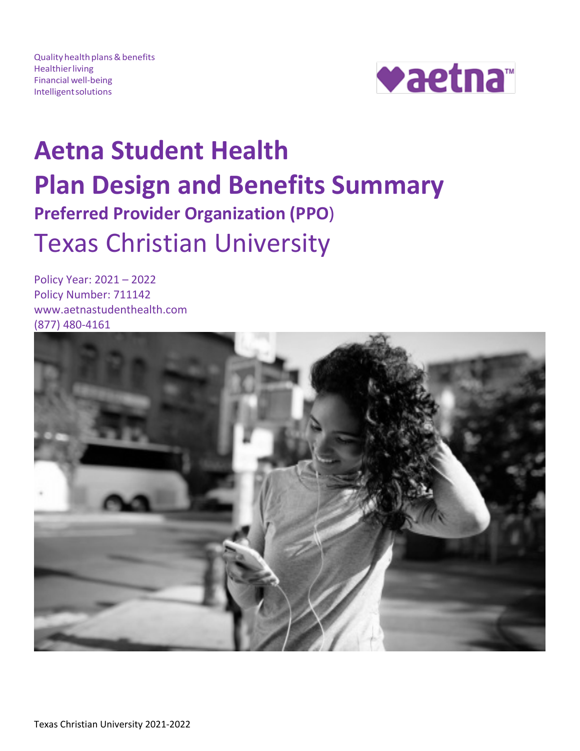Quality health plans & benefits
Healthier living
Financial well-being
Intelligent solutions

aetna™

# Aetna Student Health
# Plan Design and Benefits Summary
## Preferred Provider Organization (PPO)
# Texas Christian University

Policy Year: 2021 – 2022
Policy Number: 711142
www.aetnastudenthealth.com
(877) 480-4161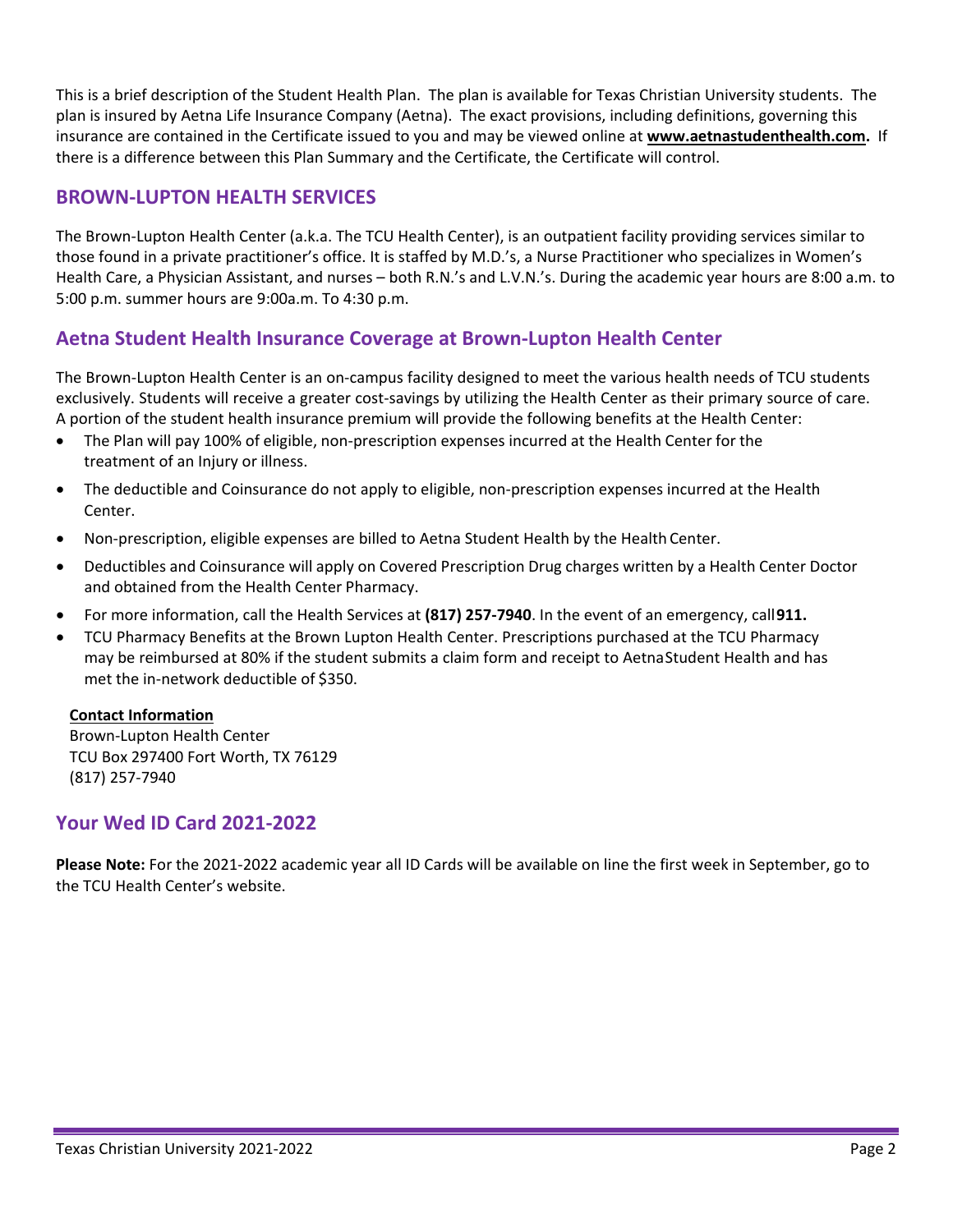This is a brief description of the Student Health Plan. The plan is available for Texas Christian University students. The plan is insured by Aetna Life Insurance Company (Aetna). The exact provisions, including definitions, governing this insurance are contained in the Certificate issued to you and may be viewed online at **www.aetnastudenthealth.com.** If there is a difference between this Plan Summary and the Certificate, the Certificate will control.

## BROWN-LUPTON HEALTH SERVICES

The Brown-Lupton Health Center (a.k.a. The TCU Health Center), is an outpatient facility providing services similar to those found in a private practitioner's office. It is staffed by M.D.'s, a Nurse Practitioner who specializes in Women's Health Care, a Physician Assistant, and nurses – both R.N.'s and L.V.N.'s. During the academic year hours are 8:00 a.m. to 5:00 p.m. summer hours are 9:00a.m. To 4:30 p.m.

## Aetna Student Health Insurance Coverage at Brown-Lupton Health Center

The Brown-Lupton Health Center is an on-campus facility designed to meet the various health needs of TCU students exclusively. Students will receive a greater cost-savings by utilizing the Health Center as their primary source of care. A portion of the student health insurance premium will provide the following benefits at the Health Center:

- The Plan will pay 100% of eligible, non-prescription expenses incurred at the Health Center for the treatment of an Injury or illness.
- The deductible and Coinsurance do not apply to eligible, non-prescription expenses incurred at the Health Center.
- Non-prescription, eligible expenses are billed to Aetna Student Health by the Health Center.
- Deductibles and Coinsurance will apply on Covered Prescription Drug charges written by a Health Center Doctor and obtained from the Health Center Pharmacy.
- For more information, call the Health Services at **(817) 257-7940**. In the event of an emergency, call **911.**
- TCU Pharmacy Benefits at the Brown Lupton Health Center. Prescriptions purchased at the TCU Pharmacy may be reimbursed at 80% if the student submits a claim form and receipt to Aetna Student Health and has met the in-network deductible of $350.

**Contact Information**
Brown-Lupton Health Center
TCU Box 297400 Fort Worth, TX 76129
(817) 257-7940

## Your Wed ID Card 2021-2022

**Please Note:** For the 2021-2022 academic year all ID Cards will be available on line the first week in September, go to the TCU Health Center's website.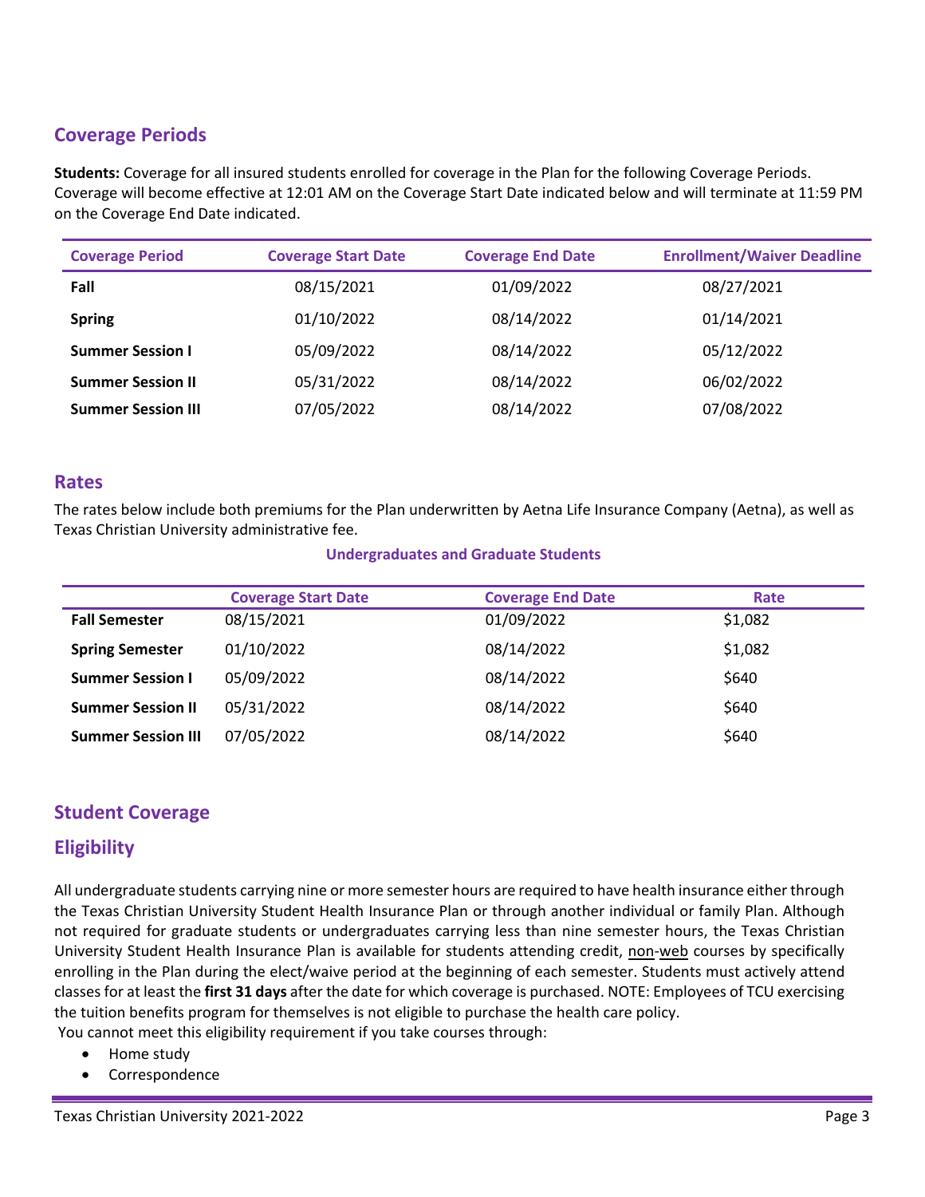## Coverage Periods

**Students:** Coverage for all insured students enrolled for coverage in the Plan for the following Coverage Periods. Coverage will become effective at 12:01 AM on the Coverage Start Date indicated below and will terminate at 11:59 PM on the Coverage End Date indicated.

| Coverage Period | Coverage Start Date | Coverage End Date | Enrollment/Waiver Deadline |
|---|---|---|---|
| **Fall** | 08/15/2021 | 01/09/2022 | 08/27/2021 |
| **Spring** | 01/10/2022 | 08/14/2022 | 01/14/2021 |
| **Summer Session I** | 05/09/2022 | 08/14/2022 | 05/12/2022 |
| **Summer Session II** | 05/31/2022 | 08/14/2022 | 06/02/2022 |
| **Summer Session III** | 07/05/2022 | 08/14/2022 | 07/08/2022 |

## Rates

The rates below include both premiums for the Plan underwritten by Aetna Life Insurance Company (Aetna), as well as Texas Christian University administrative fee.

**Undergraduates and Graduate Students**

| | Coverage Start Date | Coverage End Date | Rate |
|---|---|---|---|
| **Fall Semester** | 08/15/2021 | 01/09/2022 | $1,082 |
| **Spring Semester** | 01/10/2022 | 08/14/2022 | $1,082 |
| **Summer Session I** | 05/09/2022 | 08/14/2022 | $640 |
| **Summer Session II** | 05/31/2022 | 08/14/2022 | $640 |
| **Summer Session III** | 07/05/2022 | 08/14/2022 | $640 |

## Student Coverage

## Eligibility

All undergraduate students carrying nine or more semester hours are required to have health insurance either through the Texas Christian University Student Health Insurance Plan or through another individual or family Plan. Although not required for graduate students or undergraduates carrying less than nine semester hours, the Texas Christian University Student Health Insurance Plan is available for students attending credit, non-web courses by specifically enrolling in the Plan during the elect/waive period at the beginning of each semester. Students must actively attend classes for at least the **first 31 days** after the date for which coverage is purchased. NOTE: Employees of TCU exercising the tuition benefits program for themselves is not eligible to purchase the health care policy.

You cannot meet this eligibility requirement if you take courses through:

- Home study
- Correspondence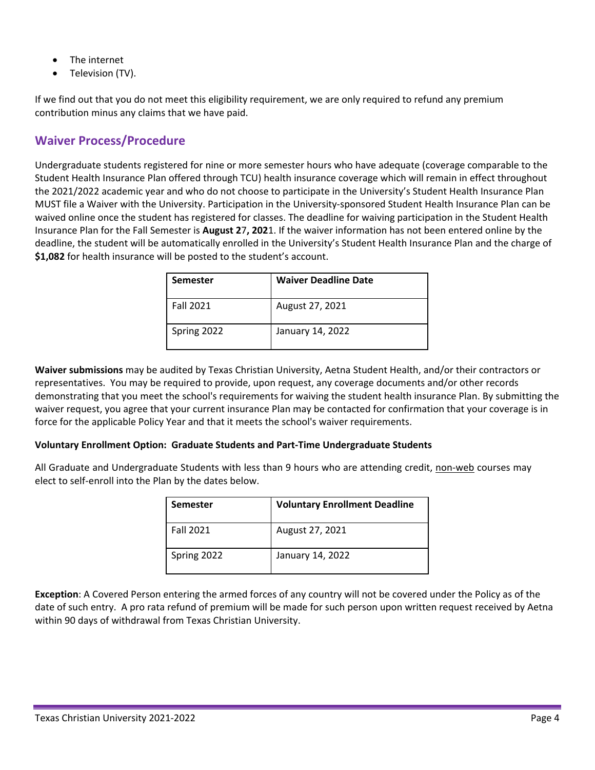- The internet
- Television (TV).

If we find out that you do not meet this eligibility requirement, we are only required to refund any premium contribution minus any claims that we have paid.

## Waiver Process/Procedure

Undergraduate students registered for nine or more semester hours who have adequate (coverage comparable to the Student Health Insurance Plan offered through TCU) health insurance coverage which will remain in effect throughout the 2021/2022 academic year and who do not choose to participate in the University's Student Health Insurance Plan MUST file a Waiver with the University. Participation in the University-sponsored Student Health Insurance Plan can be waived online once the student has registered for classes. The deadline for waiving participation in the Student Health Insurance Plan for the Fall Semester is **August 27, 2021**. If the waiver information has not been entered online by the deadline, the student will be automatically enrolled in the University's Student Health Insurance Plan and the charge of **$1,082** for health insurance will be posted to the student's account.

| Semester | Waiver Deadline Date |
|---|---|
| Fall 2021 | August 27, 2021 |
| Spring 2022 | January 14, 2022 |

**Waiver submissions** may be audited by Texas Christian University, Aetna Student Health, and/or their contractors or representatives. You may be required to provide, upon request, any coverage documents and/or other records demonstrating that you meet the school's requirements for waiving the student health insurance Plan. By submitting the waiver request, you agree that your current insurance Plan may be contacted for confirmation that your coverage is in force for the applicable Policy Year and that it meets the school's waiver requirements.

**Voluntary Enrollment Option: Graduate Students and Part-Time Undergraduate Students**

All Graduate and Undergraduate Students with less than 9 hours who are attending credit, non-web courses may elect to self-enroll into the Plan by the dates below.

| Semester | Voluntary Enrollment Deadline |
|---|---|
| Fall 2021 | August 27, 2021 |
| Spring 2022 | January 14, 2022 |

**Exception**: A Covered Person entering the armed forces of any country will not be covered under the Policy as of the date of such entry. A pro rata refund of premium will be made for such person upon written request received by Aetna within 90 days of withdrawal from Texas Christian University.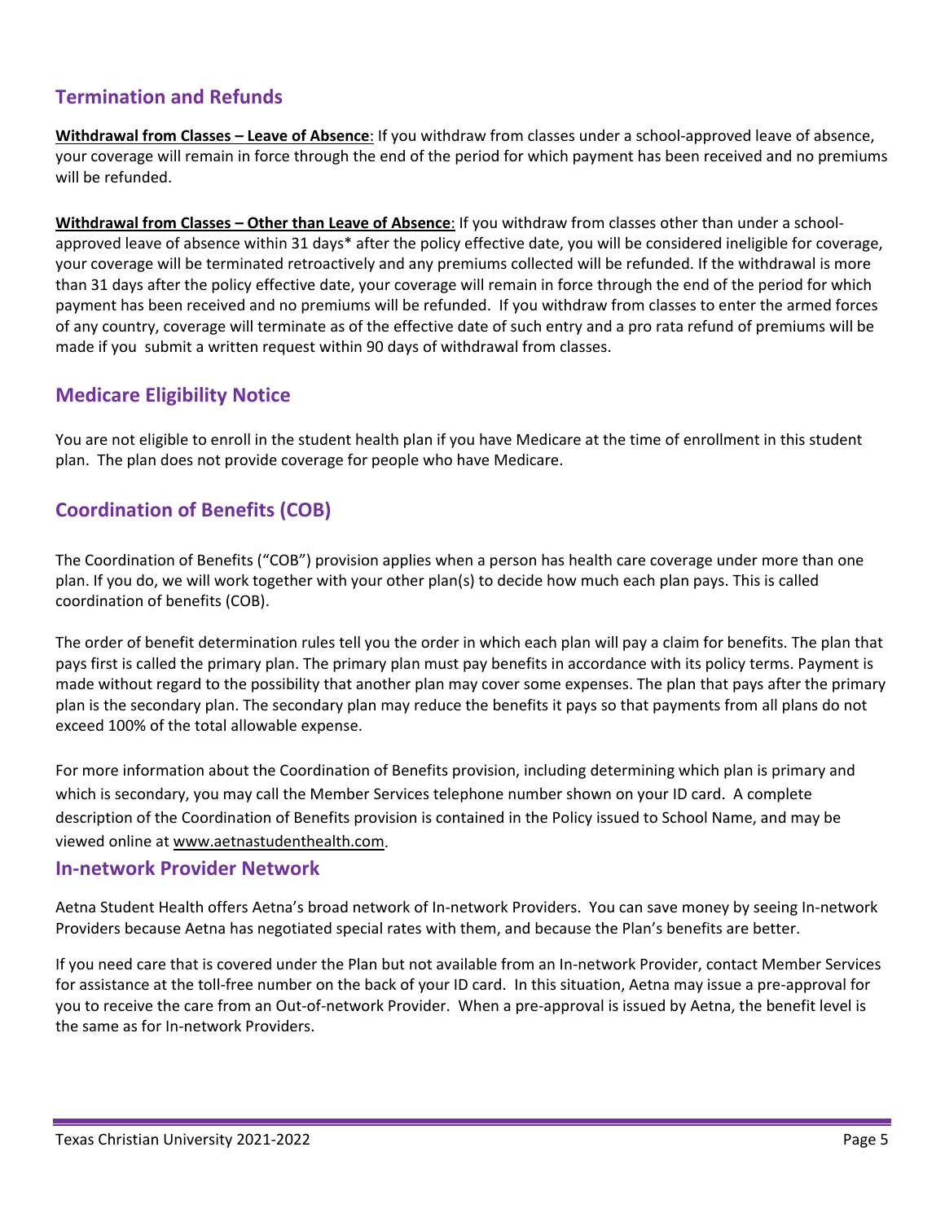## Termination and Refunds

**Withdrawal from Classes – Leave of Absence**: If you withdraw from classes under a school-approved leave of absence, your coverage will remain in force through the end of the period for which payment has been received and no premiums will be refunded.

**Withdrawal from Classes – Other than Leave of Absence**: If you withdraw from classes other than under a school-approved leave of absence within 31 days* after the policy effective date, you will be considered ineligible for coverage, your coverage will be terminated retroactively and any premiums collected will be refunded. If the withdrawal is more than 31 days after the policy effective date, your coverage will remain in force through the end of the period for which payment has been received and no premiums will be refunded. If you withdraw from classes to enter the armed forces of any country, coverage will terminate as of the effective date of such entry and a pro rata refund of premiums will be made if you submit a written request within 90 days of withdrawal from classes.

## Medicare Eligibility Notice

You are not eligible to enroll in the student health plan if you have Medicare at the time of enrollment in this student plan. The plan does not provide coverage for people who have Medicare.

## Coordination of Benefits (COB)

The Coordination of Benefits ("COB") provision applies when a person has health care coverage under more than one plan. If you do, we will work together with your other plan(s) to decide how much each plan pays. This is called coordination of benefits (COB).

The order of benefit determination rules tell you the order in which each plan will pay a claim for benefits. The plan that pays first is called the primary plan. The primary plan must pay benefits in accordance with its policy terms. Payment is made without regard to the possibility that another plan may cover some expenses. The plan that pays after the primary plan is the secondary plan. The secondary plan may reduce the benefits it pays so that payments from all plans do not exceed 100% of the total allowable expense.

For more information about the Coordination of Benefits provision, including determining which plan is primary and which is secondary, you may call the Member Services telephone number shown on your ID card. A complete description of the Coordination of Benefits provision is contained in the Policy issued to School Name, and may be viewed online at www.aetnastudenthealth.com.

## In-network Provider Network

Aetna Student Health offers Aetna's broad network of In-network Providers. You can save money by seeing In-network Providers because Aetna has negotiated special rates with them, and because the Plan's benefits are better.

If you need care that is covered under the Plan but not available from an In-network Provider, contact Member Services for assistance at the toll-free number on the back of your ID card. In this situation, Aetna may issue a pre-approval for you to receive the care from an Out-of-network Provider. When a pre-approval is issued by Aetna, the benefit level is the same as for In-network Providers.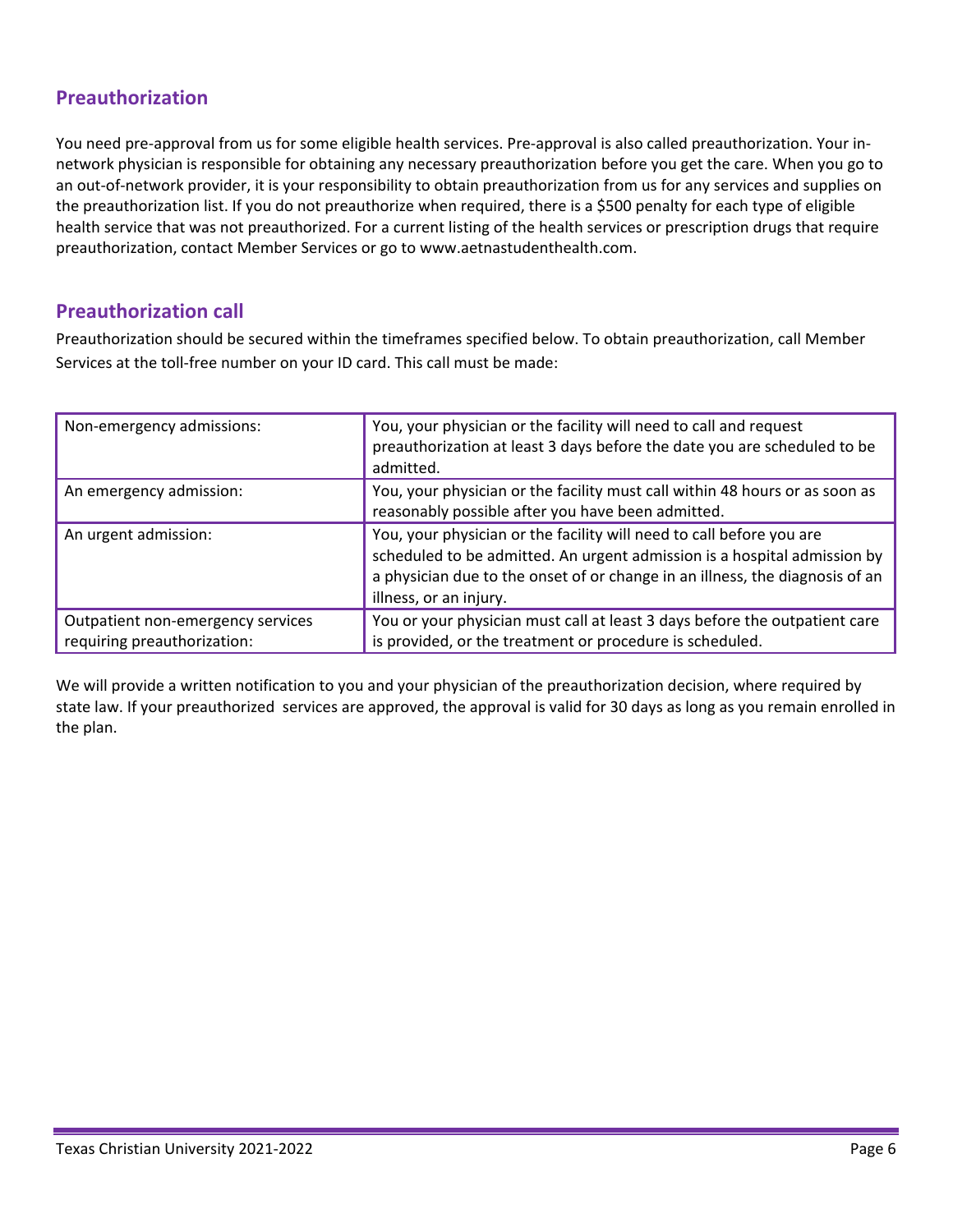## Preauthorization

You need pre-approval from us for some eligible health services. Pre-approval is also called preauthorization. Your in-network physician is responsible for obtaining any necessary preauthorization before you get the care. When you go to an out-of-network provider, it is your responsibility to obtain preauthorization from us for any services and supplies on the preauthorization list. If you do not preauthorize when required, there is a $500 penalty for each type of eligible health service that was not preauthorized. For a current listing of the health services or prescription drugs that require preauthorization, contact Member Services or go to www.aetnastudenthealth.com.

## Preauthorization call

Preauthorization should be secured within the timeframes specified below. To obtain preauthorization, call Member Services at the toll-free number on your ID card. This call must be made:

| | |
|---|---|
| Non-emergency admissions: | You, your physician or the facility will need to call and request preauthorization at least 3 days before the date you are scheduled to be admitted. |
| An emergency admission: | You, your physician or the facility must call within 48 hours or as soon as reasonably possible after you have been admitted. |
| An urgent admission: | You, your physician or the facility will need to call before you are scheduled to be admitted. An urgent admission is a hospital admission by a physician due to the onset of or change in an illness, the diagnosis of an illness, or an injury. |
| Outpatient non-emergency services requiring preauthorization: | You or your physician must call at least 3 days before the outpatient care is provided, or the treatment or procedure is scheduled. |

We will provide a written notification to you and your physician of the preauthorization decision, where required by state law. If your preauthorized services are approved, the approval is valid for 30 days as long as you remain enrolled in the plan.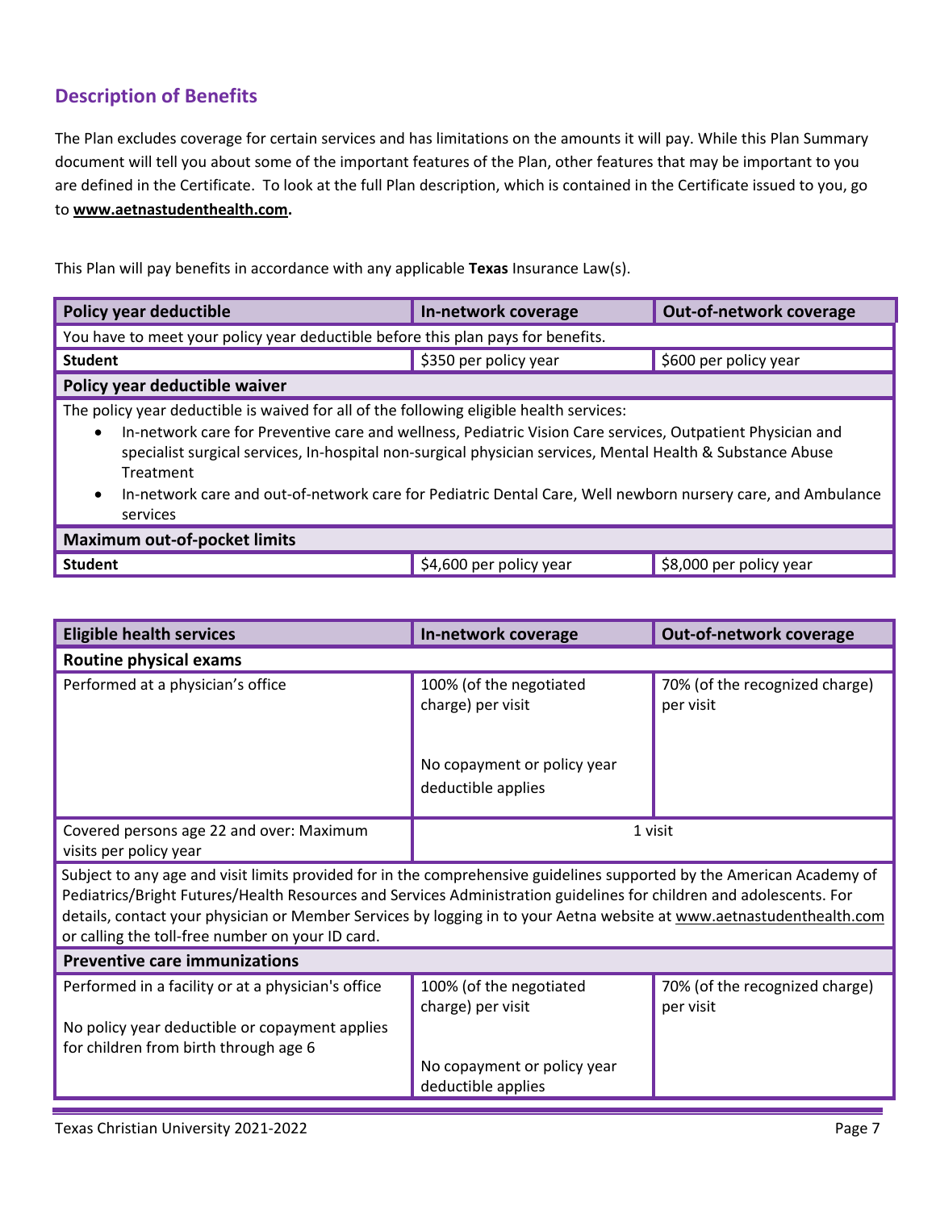## Description of Benefits

The Plan excludes coverage for certain services and has limitations on the amounts it will pay. While this Plan Summary document will tell you about some of the important features of the Plan, other features that may be important to you are defined in the Certificate. To look at the full Plan description, which is contained in the Certificate issued to you, go to **www.aetnastudenthealth.com.**

This Plan will pay benefits in accordance with any applicable **Texas** Insurance Law(s).

| Policy year deductible | In-network coverage | Out-of-network coverage |
|---|---|---|
| You have to meet your policy year deductible before this plan pays for benefits. | | |
| **Student** | $350 per policy year | $600 per policy year |
| **Policy year deductible waiver** | | |
| The policy year deductible is waived for all of the following eligible health services:<br>• In-network care for Preventive care and wellness, Pediatric Vision Care services, Outpatient Physician and specialist surgical services, In-hospital non-surgical physician services, Mental Health & Substance Abuse Treatment<br>• In-network care and out-of-network care for Pediatric Dental Care, Well newborn nursery care, and Ambulance services | | |
| **Maximum out-of-pocket limits** | | |
| **Student** | $4,600 per policy year | $8,000 per policy year |

| Eligible health services | In-network coverage | Out-of-network coverage |
|---|---|---|
| **Routine physical exams** | | |
| Performed at a physician's office | 100% (of the negotiated charge) per visit<br><br>No copayment or policy year deductible applies | 70% (of the recognized charge) per visit |
| Covered persons age 22 and over: Maximum visits per policy year | 1 visit | |
| Subject to any age and visit limits provided for in the comprehensive guidelines supported by the American Academy of Pediatrics/Bright Futures/Health Resources and Services Administration guidelines for children and adolescents. For details, contact your physician or Member Services by logging in to your Aetna website at www.aetnastudenthealth.com or calling the toll-free number on your ID card. | | |
| **Preventive care immunizations** | | |
| Performed in a facility or at a physician's office<br><br>No policy year deductible or copayment applies for children from birth through age 6 | 100% (of the negotiated charge) per visit<br><br>No copayment or policy year deductible applies | 70% (of the recognized charge) per visit |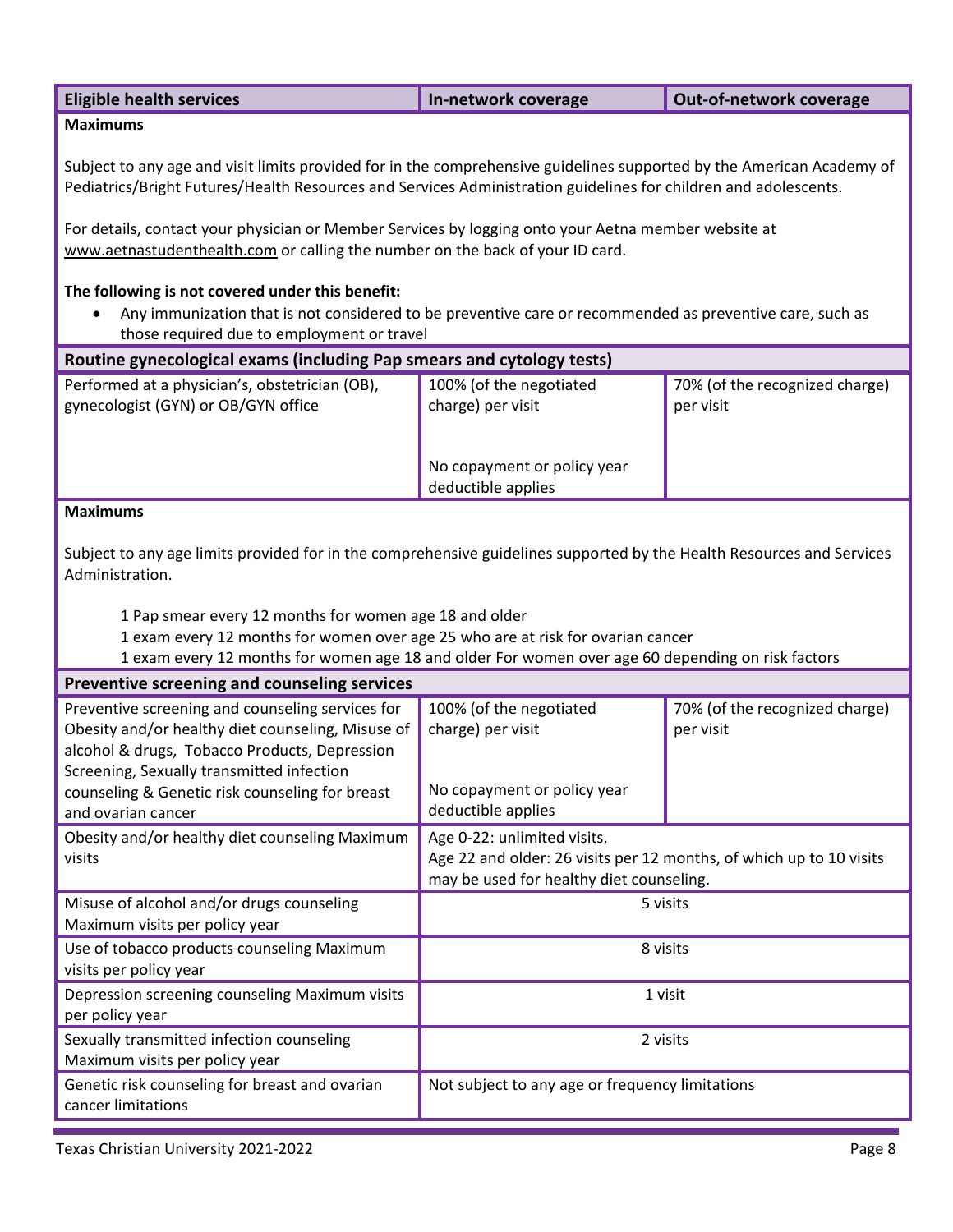| Eligible health services | In-network coverage | Out-of-network coverage |
|---|---|---|
| **Maximums**<br><br>Subject to any age and visit limits provided for in the comprehensive guidelines supported by the American Academy of Pediatrics/Bright Futures/Health Resources and Services Administration guidelines for children and adolescents.<br><br>For details, contact your physician or Member Services by logging onto your Aetna member website at www.aetnastudenthealth.com or calling the number on the back of your ID card.<br><br>**The following is not covered under this benefit:**<br>• Any immunization that is not considered to be preventive care or recommended as preventive care, such as those required due to employment or travel | | |
| **Routine gynecological exams (including Pap smears and cytology tests)** | | |
| Performed at a physician's, obstetrician (OB), gynecologist (GYN) or OB/GYN office | 100% (of the negotiated charge) per visit<br><br>No copayment or policy year deductible applies | 70% (of the recognized charge) per visit |
| **Maximums**<br><br>Subject to any age limits provided for in the comprehensive guidelines supported by the Health Resources and Services Administration.<br><br>1 Pap smear every 12 months for women age 18 and older<br>1 exam every 12 months for women over age 25 who are at risk for ovarian cancer<br>1 exam every 12 months for women age 18 and older For women over age 60 depending on risk factors | | |
| **Preventive screening and counseling services** | | |
| Preventive screening and counseling services for Obesity and/or healthy diet counseling, Misuse of alcohol & drugs, Tobacco Products, Depression Screening, Sexually transmitted infection counseling & Genetic risk counseling for breast and ovarian cancer | 100% (of the negotiated charge) per visit<br><br>No copayment or policy year deductible applies | 70% (of the recognized charge) per visit |
| Obesity and/or healthy diet counseling Maximum visits | Age 0-22: unlimited visits.<br>Age 22 and older: 26 visits per 12 months, of which up to 10 visits may be used for healthy diet counseling. | |
| Misuse of alcohol and/or drugs counseling Maximum visits per policy year | 5 visits | |
| Use of tobacco products counseling Maximum visits per policy year | 8 visits | |
| Depression screening counseling Maximum visits per policy year | 1 visit | |
| Sexually transmitted infection counseling Maximum visits per policy year | 2 visits | |
| Genetic risk counseling for breast and ovarian cancer limitations | Not subject to any age or frequency limitations | |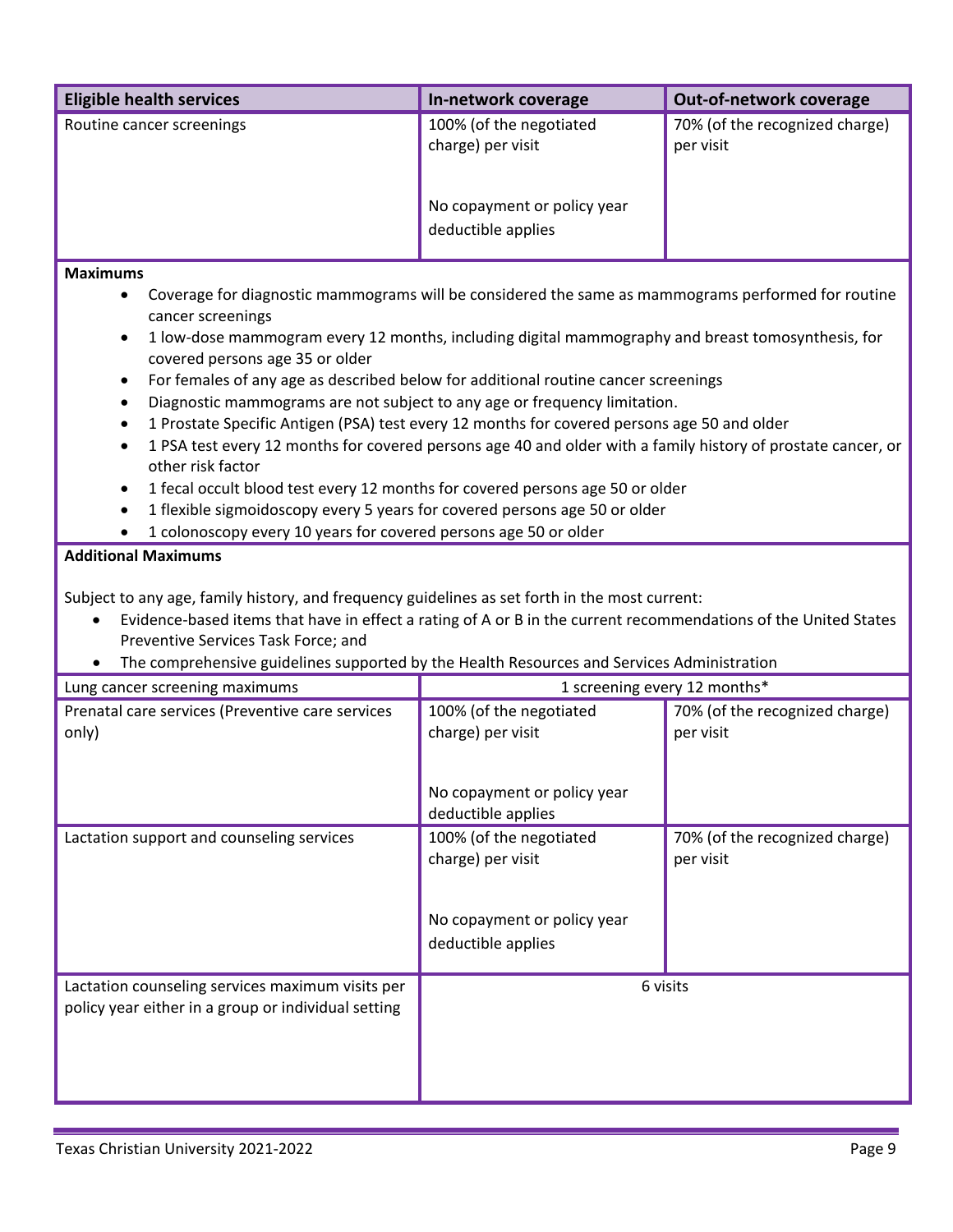| Eligible health services | In-network coverage | Out-of-network coverage |
|---|---|---|
| Routine cancer screenings | 100% (of the negotiated charge) per visit<br><br>No copayment or policy year deductible applies | 70% (of the recognized charge) per visit |
| **Maximums**<br>• Coverage for diagnostic mammograms will be considered the same as mammograms performed for routine cancer screenings<br>• 1 low-dose mammogram every 12 months, including digital mammography and breast tomosynthesis, for covered persons age 35 or older<br>• For females of any age as described below for additional routine cancer screenings<br>• Diagnostic mammograms are not subject to any age or frequency limitation.<br>• 1 Prostate Specific Antigen (PSA) test every 12 months for covered persons age 50 and older<br>• 1 PSA test every 12 months for covered persons age 40 and older with a family history of prostate cancer, or other risk factor<br>• 1 fecal occult blood test every 12 months for covered persons age 50 or older<br>• 1 flexible sigmoidoscopy every 5 years for covered persons age 50 or older<br>• 1 colonoscopy every 10 years for covered persons age 50 or older | | |
| **Additional Maximums**<br><br>Subject to any age, family history, and frequency guidelines as set forth in the most current:<br>• Evidence-based items that have in effect a rating of A or B in the current recommendations of the United States Preventive Services Task Force; and<br>• The comprehensive guidelines supported by the Health Resources and Services Administration | | |
| Lung cancer screening maximums | 1 screening every 12 months* | |
| Prenatal care services (Preventive care services only) | 100% (of the negotiated charge) per visit<br><br>No copayment or policy year deductible applies | 70% (of the recognized charge) per visit |
| Lactation support and counseling services | 100% (of the negotiated charge) per visit<br><br>No copayment or policy year deductible applies | 70% (of the recognized charge) per visit |
| Lactation counseling services maximum visits per policy year either in a group or individual setting | 6 visits | |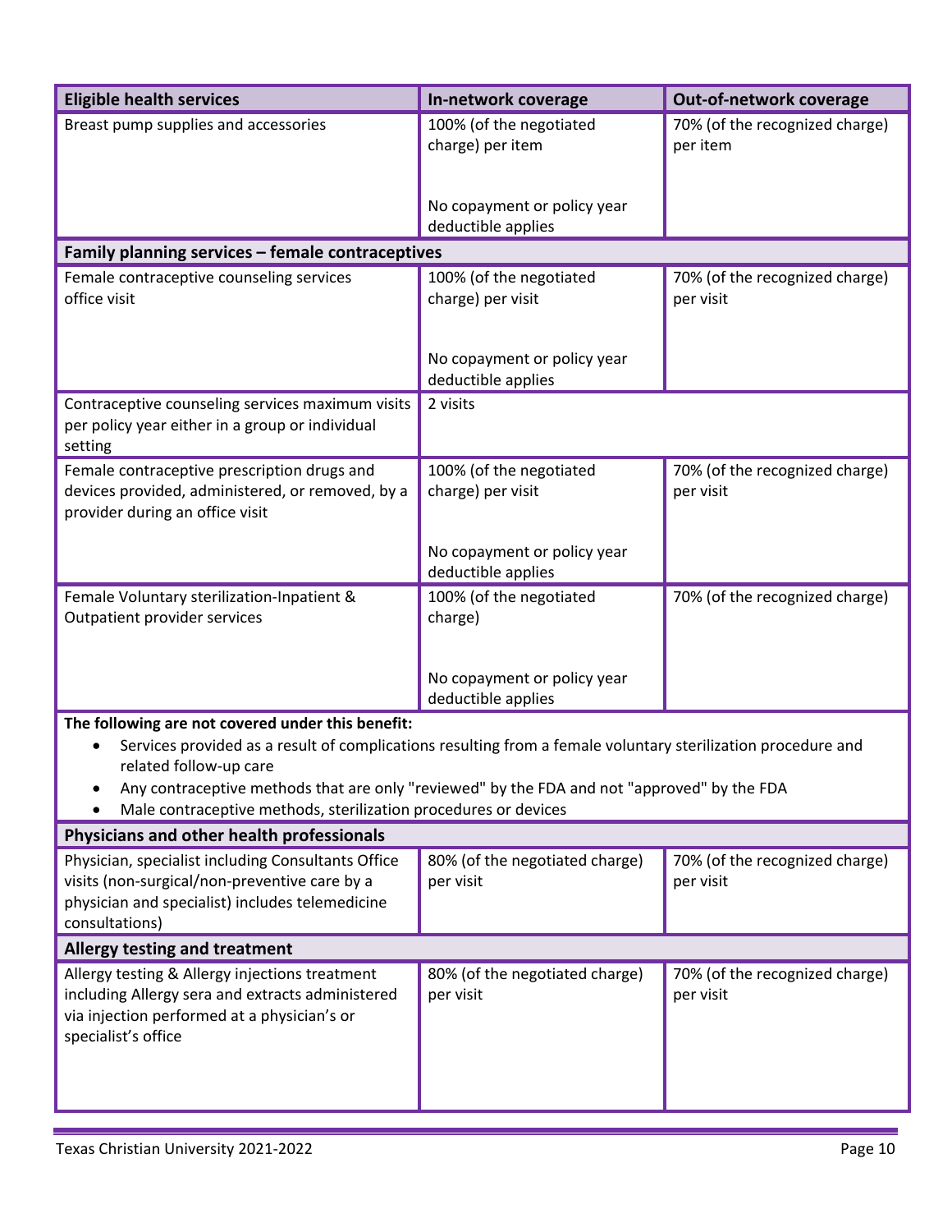| Eligible health services | In-network coverage | Out-of-network coverage |
|---|---|---|
| Breast pump supplies and accessories | 100% (of the negotiated charge) per item<br><br>No copayment or policy year deductible applies | 70% (of the recognized charge) per item |
| **Family planning services – female contraceptives** | | |
| Female contraceptive counseling services office visit | 100% (of the negotiated charge) per visit<br><br>No copayment or policy year deductible applies | 70% (of the recognized charge) per visit |
| Contraceptive counseling services maximum visits per policy year either in a group or individual setting | 2 visits | |
| Female contraceptive prescription drugs and devices provided, administered, or removed, by a provider during an office visit | 100% (of the negotiated charge) per visit<br><br>No copayment or policy year deductible applies | 70% (of the recognized charge) per visit |
| Female Voluntary sterilization-Inpatient & Outpatient provider services | 100% (of the negotiated charge)<br><br>No copayment or policy year deductible applies | 70% (of the recognized charge) |
| **The following are not covered under this benefit:**<br>• Services provided as a result of complications resulting from a female voluntary sterilization procedure and related follow-up care<br>• Any contraceptive methods that are only "reviewed" by the FDA and not "approved" by the FDA<br>• Male contraceptive methods, sterilization procedures or devices | | |
| **Physicians and other health professionals** | | |
| Physician, specialist including Consultants Office visits (non-surgical/non-preventive care by a physician and specialist) includes telemedicine consultations) | 80% (of the negotiated charge) per visit | 70% (of the recognized charge) per visit |
| **Allergy testing and treatment** | | |
| Allergy testing & Allergy injections treatment including Allergy sera and extracts administered via injection performed at a physician's or specialist's office | 80% (of the negotiated charge) per visit | 70% (of the recognized charge) per visit |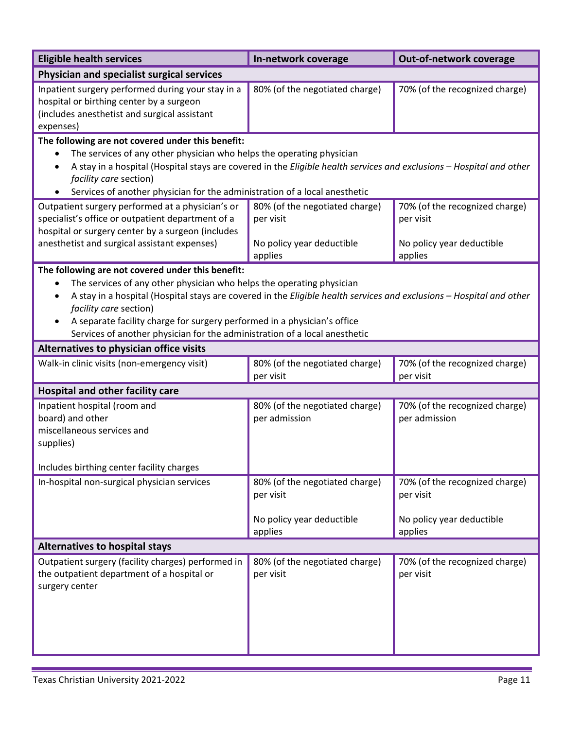| Eligible health services | In-network coverage | Out-of-network coverage |
|---|---|---|
| **Physician and specialist surgical services** | | |
| Inpatient surgery performed during your stay in a hospital or birthing center by a surgeon (includes anesthetist and surgical assistant expenses) | 80% (of the negotiated charge) | 70% (of the recognized charge) |
| **The following are not covered under this benefit:**<br>• The services of any other physician who helps the operating physician<br>• A stay in a hospital (Hospital stays are covered in the *Eligible health services and exclusions – Hospital and other facility care* section)<br>• Services of another physician for the administration of a local anesthetic | | |
| Outpatient surgery performed at a physician's or specialist's office or outpatient department of a hospital or surgery center by a surgeon (includes anesthetist and surgical assistant expenses) | 80% (of the negotiated charge) per visit<br><br>No policy year deductible applies | 70% (of the recognized charge) per visit<br><br>No policy year deductible applies |
| **The following are not covered under this benefit:**<br>• The services of any other physician who helps the operating physician<br>• A stay in a hospital (Hospital stays are covered in the *Eligible health services and exclusions – Hospital and other facility care* section)<br>• A separate facility charge for surgery performed in a physician's office<br>Services of another physician for the administration of a local anesthetic | | |
| **Alternatives to physician office visits** | | |
| Walk-in clinic visits (non-emergency visit) | 80% (of the negotiated charge) per visit | 70% (of the recognized charge) per visit |
| **Hospital and other facility care** | | |
| Inpatient hospital (room and board) and other miscellaneous services and supplies)<br><br>Includes birthing center facility charges | 80% (of the negotiated charge) per admission | 70% (of the recognized charge) per admission |
| In-hospital non-surgical physician services | 80% (of the negotiated charge) per visit<br><br>No policy year deductible applies | 70% (of the recognized charge) per visit<br><br>No policy year deductible applies |
| **Alternatives to hospital stays** | | |
| Outpatient surgery (facility charges) performed in the outpatient department of a hospital or surgery center | 80% (of the negotiated charge) per visit | 70% (of the recognized charge) per visit |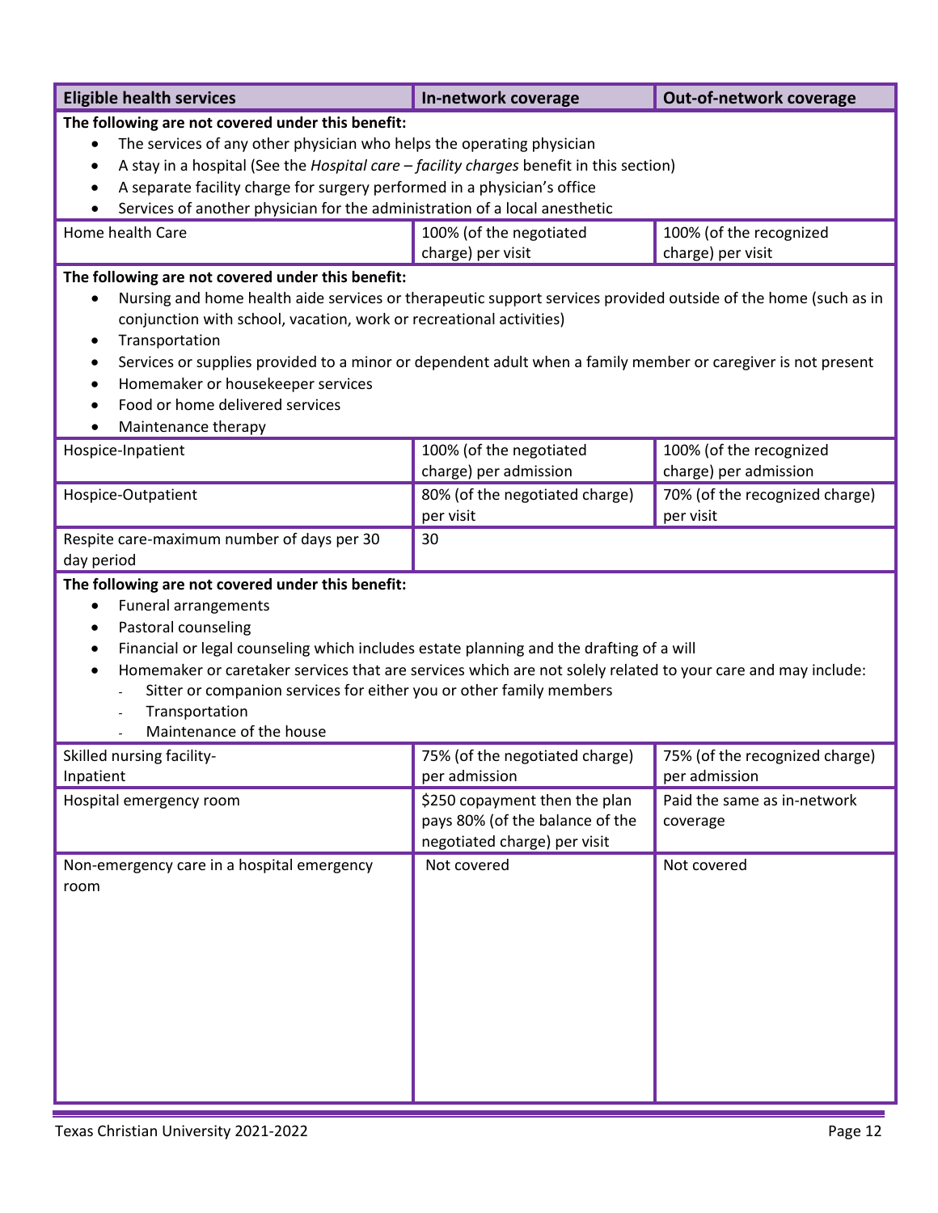| Eligible health services | In-network coverage | Out-of-network coverage |
|---|---|---|
| **The following are not covered under this benefit:**<br>• The services of any other physician who helps the operating physician<br>• A stay in a hospital (See the *Hospital care – facility charges* benefit in this section)<br>• A separate facility charge for surgery performed in a physician's office<br>• Services of another physician for the administration of a local anesthetic | | |
| Home health Care | 100% (of the negotiated charge) per visit | 100% (of the recognized charge) per visit |
| **The following are not covered under this benefit:**<br>• Nursing and home health aide services or therapeutic support services provided outside of the home (such as in conjunction with school, vacation, work or recreational activities)<br>• Transportation<br>• Services or supplies provided to a minor or dependent adult when a family member or caregiver is not present<br>• Homemaker or housekeeper services<br>• Food or home delivered services<br>• Maintenance therapy | | |
| Hospice-Inpatient | 100% (of the negotiated charge) per admission | 100% (of the recognized charge) per admission |
| Hospice-Outpatient | 80% (of the negotiated charge) per visit | 70% (of the recognized charge) per visit |
| Respite care-maximum number of days per 30 day period | 30 | |
| **The following are not covered under this benefit:**<br>• Funeral arrangements<br>• Pastoral counseling<br>• Financial or legal counseling which includes estate planning and the drafting of a will<br>• Homemaker or caretaker services that are services which are not solely related to your care and may include:<br>  - Sitter or companion services for either you or other family members<br>  - Transportation<br>  - Maintenance of the house | | |
| Skilled nursing facility-Inpatient | 75% (of the negotiated charge) per admission | 75% (of the recognized charge) per admission |
| Hospital emergency room | $250 copayment then the plan pays 80% (of the balance of the negotiated charge) per visit | Paid the same as in-network coverage |
| Non-emergency care in a hospital emergency room | Not covered | Not covered |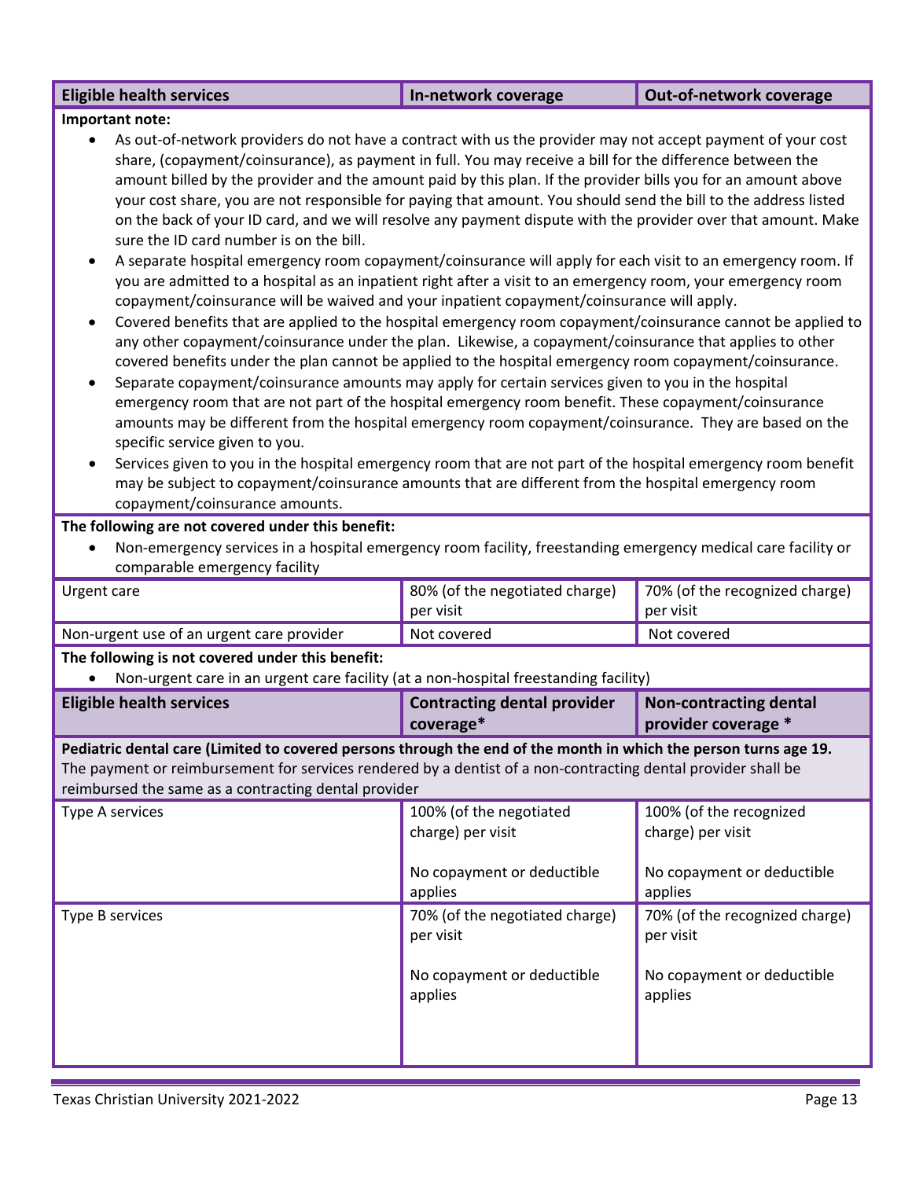| Eligible health services | In-network coverage | Out-of-network coverage |
|---|---|---|
| **Important note:**<br>• As out-of-network providers do not have a contract with us the provider may not accept payment of your cost share, (copayment/coinsurance), as payment in full. You may receive a bill for the difference between the amount billed by the provider and the amount paid by this plan. If the provider bills you for an amount above your cost share, you are not responsible for paying that amount. You should send the bill to the address listed on the back of your ID card, and we will resolve any payment dispute with the provider over that amount. Make sure the ID card number is on the bill.<br>• A separate hospital emergency room copayment/coinsurance will apply for each visit to an emergency room. If you are admitted to a hospital as an inpatient right after a visit to an emergency room, your emergency room copayment/coinsurance will be waived and your inpatient copayment/coinsurance will apply.<br>• Covered benefits that are applied to the hospital emergency room copayment/coinsurance cannot be applied to any other copayment/coinsurance under the plan. Likewise, a copayment/coinsurance that applies to other covered benefits under the plan cannot be applied to the hospital emergency room copayment/coinsurance.<br>• Separate copayment/coinsurance amounts may apply for certain services given to you in the hospital emergency room that are not part of the hospital emergency room benefit. These copayment/coinsurance amounts may be different from the hospital emergency room copayment/coinsurance. They are based on the specific service given to you.<br>• Services given to you in the hospital emergency room that are not part of the hospital emergency room benefit may be subject to copayment/coinsurance amounts that are different from the hospital emergency room copayment/coinsurance amounts. | | |
| **The following are not covered under this benefit:**<br>• Non-emergency services in a hospital emergency room facility, freestanding emergency medical care facility or comparable emergency facility | | |
| Urgent care | 80% (of the negotiated charge) per visit | 70% (of the recognized charge) per visit |
| Non-urgent use of an urgent care provider | Not covered | Not covered |
| **The following is not covered under this benefit:**<br>• Non-urgent care in an urgent care facility (at a non-hospital freestanding facility) | | |

| Eligible health services | Contracting dental provider coverage* | Non-contracting dental provider coverage * |
|---|---|---|
| **Pediatric dental care (Limited to covered persons through the end of the month in which the person turns age 19.**<br>The payment or reimbursement for services rendered by a dentist of a non-contracting dental provider shall be reimbursed the same as a contracting dental provider | | |
| Type A services | 100% (of the negotiated charge) per visit<br><br>No copayment or deductible applies | 100% (of the recognized charge) per visit<br><br>No copayment or deductible applies |
| Type B services | 70% (of the negotiated charge) per visit<br><br>No copayment or deductible applies | 70% (of the recognized charge) per visit<br><br>No copayment or deductible applies |

Texas Christian University 2021-2022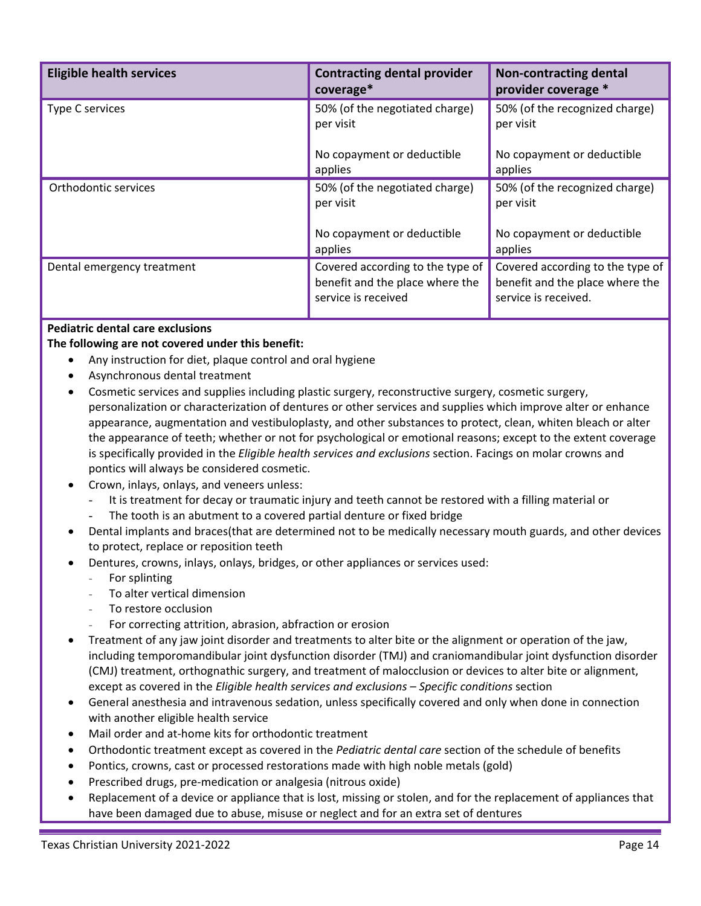| Eligible health services | Contracting dental provider coverage* | Non-contracting dental provider coverage * |
|---|---|---|
| Type C services | 50% (of the negotiated charge) per visit<br><br>No copayment or deductible applies | 50% (of the recognized charge) per visit<br><br>No copayment or deductible applies |
| Orthodontic services | 50% (of the negotiated charge) per visit<br><br>No copayment or deductible applies | 50% (of the recognized charge) per visit<br><br>No copayment or deductible applies |
| Dental emergency treatment | Covered according to the type of benefit and the place where the service is received | Covered according to the type of benefit and the place where the service is received. |

**Pediatric dental care exclusions**

**The following are not covered under this benefit:**

- Any instruction for diet, plaque control and oral hygiene
- Asynchronous dental treatment
- Cosmetic services and supplies including plastic surgery, reconstructive surgery, cosmetic surgery, personalization or characterization of dentures or other services and supplies which improve alter or enhance appearance, augmentation and vestibuloplasty, and other substances to protect, clean, whiten bleach or alter the appearance of teeth; whether or not for psychological or emotional reasons; except to the extent coverage is specifically provided in the *Eligible health services and exclusions* section. Facings on molar crowns and pontics will always be considered cosmetic.
- Crown, inlays, onlays, and veneers unless:
  - It is treatment for decay or traumatic injury and teeth cannot be restored with a filling material or
  - The tooth is an abutment to a covered partial denture or fixed bridge
- Dental implants and braces(that are determined not to be medically necessary mouth guards, and other devices to protect, replace or reposition teeth
- Dentures, crowns, inlays, onlays, bridges, or other appliances or services used:
  - For splinting
  - To alter vertical dimension
  - To restore occlusion
  - For correcting attrition, abrasion, abfraction or erosion
- Treatment of any jaw joint disorder and treatments to alter bite or the alignment or operation of the jaw, including temporomandibular joint dysfunction disorder (TMJ) and craniomandibular joint dysfunction disorder (CMJ) treatment, orthognathic surgery, and treatment of malocclusion or devices to alter bite or alignment, except as covered in the *Eligible health services and exclusions – Specific conditions* section
- General anesthesia and intravenous sedation, unless specifically covered and only when done in connection with another eligible health service
- Mail order and at-home kits for orthodontic treatment
- Orthodontic treatment except as covered in the *Pediatric dental care* section of the schedule of benefits
- Pontics, crowns, cast or processed restorations made with high noble metals (gold)
- Prescribed drugs, pre-medication or analgesia (nitrous oxide)
- Replacement of a device or appliance that is lost, missing or stolen, and for the replacement of appliances that have been damaged due to abuse, misuse or neglect and for an extra set of dentures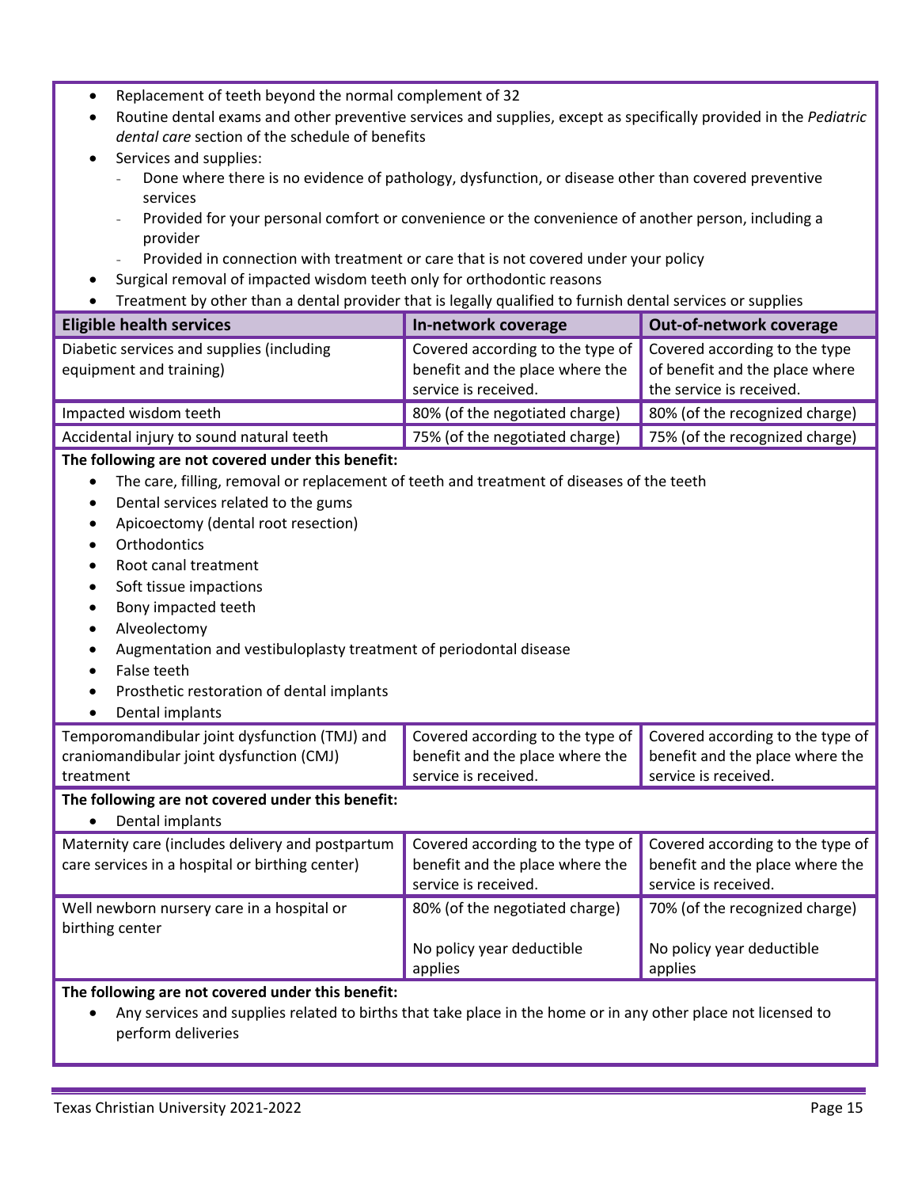- Replacement of teeth beyond the normal complement of 32
- Routine dental exams and other preventive services and supplies, except as specifically provided in the *Pediatric dental care* section of the schedule of benefits
- Services and supplies:
  - Done where there is no evidence of pathology, dysfunction, or disease other than covered preventive services
  - Provided for your personal comfort or convenience or the convenience of another person, including a provider
  - Provided in connection with treatment or care that is not covered under your policy
- Surgical removal of impacted wisdom teeth only for orthodontic reasons
- Treatment by other than a dental provider that is legally qualified to furnish dental services or supplies

| Eligible health services | In-network coverage | Out-of-network coverage |
|---|---|---|
| Diabetic services and supplies (including equipment and training) | Covered according to the type of benefit and the place where the service is received. | Covered according to the type of benefit and the place where the service is received. |
| Impacted wisdom teeth | 80% (of the negotiated charge) | 80% (of the recognized charge) |
| Accidental injury to sound natural teeth | 75% (of the negotiated charge) | 75% (of the recognized charge) |

**The following are not covered under this benefit:**

- The care, filling, removal or replacement of teeth and treatment of diseases of the teeth
- Dental services related to the gums
- Apicoectomy (dental root resection)
- Orthodontics
- Root canal treatment
- Soft tissue impactions
- Bony impacted teeth
- Alveolectomy
- Augmentation and vestibuloplasty treatment of periodontal disease
- False teeth
- Prosthetic restoration of dental implants
- Dental implants

| Eligible health services | In-network coverage | Out-of-network coverage |
|---|---|---|
| Temporomandibular joint dysfunction (TMJ) and craniomandibular joint dysfunction (CMJ) treatment | Covered according to the type of benefit and the place where the service is received. | Covered according to the type of benefit and the place where the service is received. |

**The following are not covered under this benefit:**

- Dental implants

| Eligible health services | In-network coverage | Out-of-network coverage |
|---|---|---|
| Maternity care (includes delivery and postpartum care services in a hospital or birthing center) | Covered according to the type of benefit and the place where the service is received. | Covered according to the type of benefit and the place where the service is received. |
| Well newborn nursery care in a hospital or birthing center | 80% (of the negotiated charge)<br><br>No policy year deductible applies | 70% (of the recognized charge)<br><br>No policy year deductible applies |

**The following are not covered under this benefit:**

- Any services and supplies related to births that take place in the home or in any other place not licensed to perform deliveries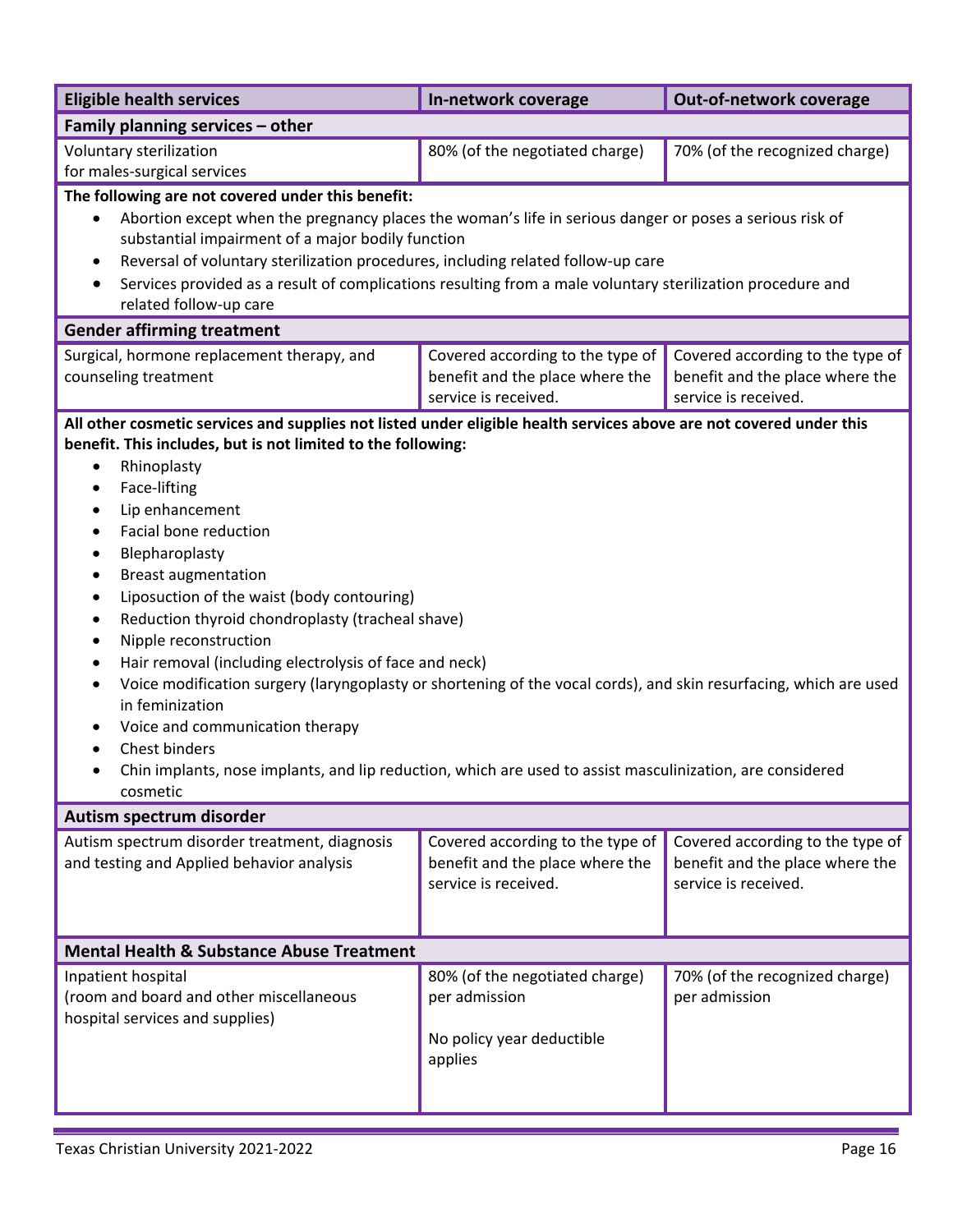| Eligible health services | In-network coverage | Out-of-network coverage |
|---|---|---|
| **Family planning services – other** | | |
| Voluntary sterilization for males-surgical services | 80% (of the negotiated charge) | 70% (of the recognized charge) |

**The following are not covered under this benefit:**

- Abortion except when the pregnancy places the woman's life in serious danger or poses a serious risk of substantial impairment of a major bodily function
- Reversal of voluntary sterilization procedures, including related follow-up care
- Services provided as a result of complications resulting from a male voluntary sterilization procedure and related follow-up care

| Eligible health services | In-network coverage | Out-of-network coverage |
|---|---|---|
| **Gender affirming treatment** | | |
| Surgical, hormone replacement therapy, and counseling treatment | Covered according to the type of benefit and the place where the service is received. | Covered according to the type of benefit and the place where the service is received. |

**All other cosmetic services and supplies not listed under eligible health services above are not covered under this benefit. This includes, but is not limited to the following:**

- Rhinoplasty
- Face-lifting
- Lip enhancement
- Facial bone reduction
- Blepharoplasty
- Breast augmentation
- Liposuction of the waist (body contouring)
- Reduction thyroid chondroplasty (tracheal shave)
- Nipple reconstruction
- Hair removal (including electrolysis of face and neck)
- Voice modification surgery (laryngoplasty or shortening of the vocal cords), and skin resurfacing, which are used in feminization
- Voice and communication therapy
- Chest binders
- Chin implants, nose implants, and lip reduction, which are used to assist masculinization, are considered cosmetic

| Eligible health services | In-network coverage | Out-of-network coverage |
|---|---|---|
| **Autism spectrum disorder** | | |
| Autism spectrum disorder treatment, diagnosis and testing and Applied behavior analysis | Covered according to the type of benefit and the place where the service is received. | Covered according to the type of benefit and the place where the service is received. |
| **Mental Health & Substance Abuse Treatment** | | |
| Inpatient hospital (room and board and other miscellaneous hospital services and supplies) | 80% (of the negotiated charge) per admission<br><br>No policy year deductible applies | 70% (of the recognized charge) per admission |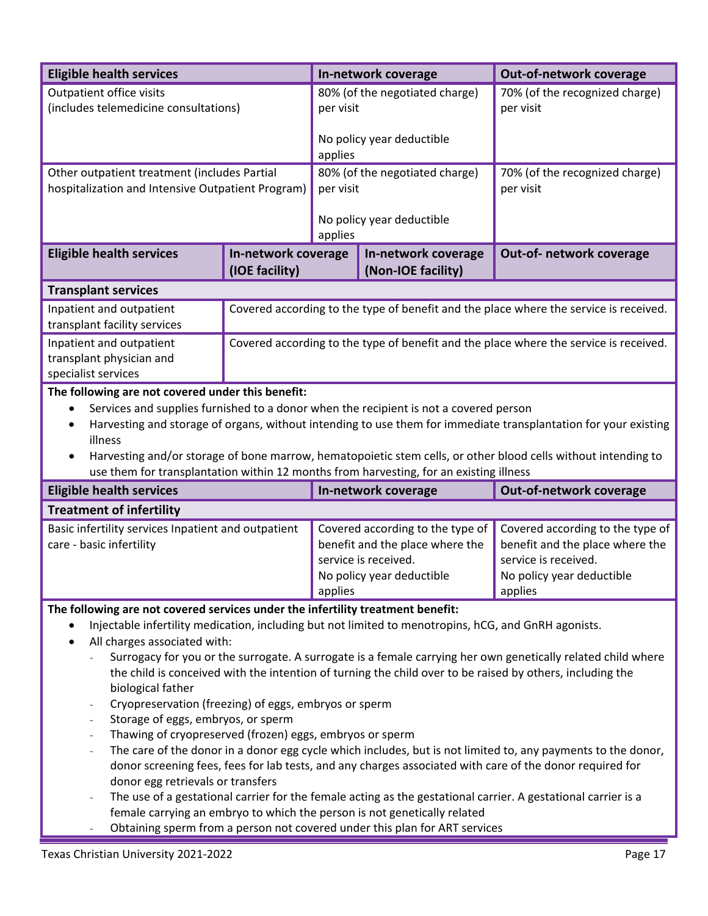| Eligible health services | In-network coverage | Out-of-network coverage |
|---|---|---|
| Outpatient office visits (includes telemedicine consultations) | 80% (of the negotiated charge) per visit<br><br>No policy year deductible applies | 70% (of the recognized charge) per visit |
| Other outpatient treatment (includes Partial hospitalization and Intensive Outpatient Program) | 80% (of the negotiated charge) per visit<br><br>No policy year deductible applies | 70% (of the recognized charge) per visit |

| Eligible health services | In-network coverage (IOE facility) | In-network coverage (Non-IOE facility) | Out-of- network coverage |
|---|---|---|---|
| **Transplant services** | | | |
| Inpatient and outpatient transplant facility services | Covered according to the type of benefit and the place where the service is received. | | |
| Inpatient and outpatient transplant physician and specialist services | Covered according to the type of benefit and the place where the service is received. | | |

**The following are not covered under this benefit:**

- Services and supplies furnished to a donor when the recipient is not a covered person
- Harvesting and storage of organs, without intending to use them for immediate transplantation for your existing illness
- Harvesting and/or storage of bone marrow, hematopoietic stem cells, or other blood cells without intending to use them for transplantation within 12 months from harvesting, for an existing illness

| Eligible health services | In-network coverage | Out-of-network coverage |
|---|---|---|
| **Treatment of infertility** | | |
| Basic infertility services Inpatient and outpatient care - basic infertility | Covered according to the type of benefit and the place where the service is received.<br>No policy year deductible applies | Covered according to the type of benefit and the place where the service is received.<br>No policy year deductible applies |

**The following are not covered services under the infertility treatment benefit:**

- Injectable infertility medication, including but not limited to menotropins, hCG, and GnRH agonists.
- All charges associated with:
  - Surrogacy for you or the surrogate. A surrogate is a female carrying her own genetically related child where the child is conceived with the intention of turning the child over to be raised by others, including the biological father
  - Cryopreservation (freezing) of eggs, embryos or sperm
  - Storage of eggs, embryos, or sperm
  - Thawing of cryopreserved (frozen) eggs, embryos or sperm
  - The care of the donor in a donor egg cycle which includes, but is not limited to, any payments to the donor, donor screening fees, fees for lab tests, and any charges associated with care of the donor required for donor egg retrievals or transfers
  - The use of a gestational carrier for the female acting as the gestational carrier. A gestational carrier is a female carrying an embryo to which the person is not genetically related
  - Obtaining sperm from a person not covered under this plan for ART services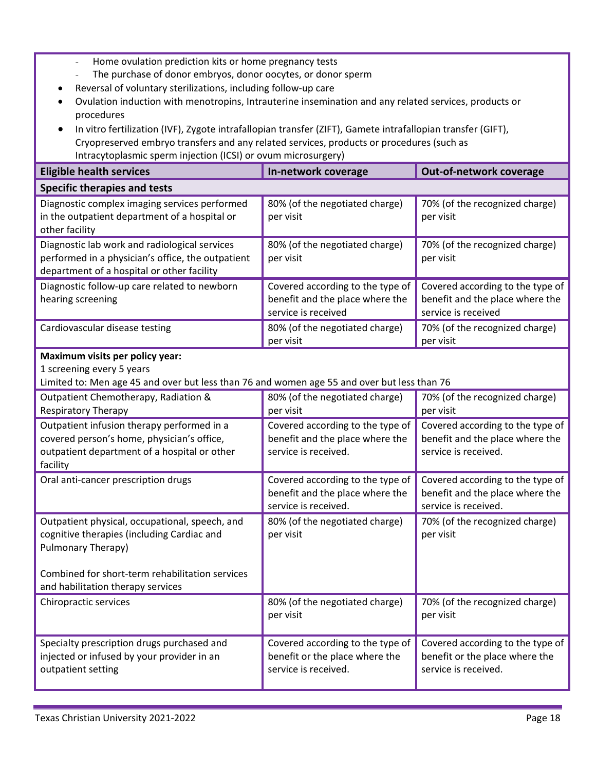- Home ovulation prediction kits or home pregnancy tests
  - The purchase of donor embryos, donor oocytes, or donor sperm
- Reversal of voluntary sterilizations, including follow-up care
- Ovulation induction with menotropins, Intrauterine insemination and any related services, products or procedures
- In vitro fertilization (IVF), Zygote intrafallopian transfer (ZIFT), Gamete intrafallopian transfer (GIFT), Cryopreserved embryo transfers and any related services, products or procedures (such as Intracytoplasmic sperm injection (ICSI) or ovum microsurgery)

| Eligible health services | In-network coverage | Out-of-network coverage |
|---|---|---|
| **Specific therapies and tests** | | |
| Diagnostic complex imaging services performed in the outpatient department of a hospital or other facility | 80% (of the negotiated charge) per visit | 70% (of the recognized charge) per visit |
| Diagnostic lab work and radiological services performed in a physician's office, the outpatient department of a hospital or other facility | 80% (of the negotiated charge) per visit | 70% (of the recognized charge) per visit |
| Diagnostic follow-up care related to newborn hearing screening | Covered according to the type of benefit and the place where the service is received | Covered according to the type of benefit and the place where the service is received |
| Cardiovascular disease testing | 80% (of the negotiated charge) per visit | 70% (of the recognized charge) per visit |
| **Maximum visits per policy year:** 1 screening every 5 years Limited to: Men age 45 and over but less than 76 and women age 55 and over but less than 76 | | |
| Outpatient Chemotherapy, Radiation & Respiratory Therapy | 80% (of the negotiated charge) per visit | 70% (of the recognized charge) per visit |
| Outpatient infusion therapy performed in a covered person's home, physician's office, outpatient department of a hospital or other facility | Covered according to the type of benefit and the place where the service is received. | Covered according to the type of benefit and the place where the service is received. |
| Oral anti-cancer prescription drugs | Covered according to the type of benefit and the place where the service is received. | Covered according to the type of benefit and the place where the service is received. |
| Outpatient physical, occupational, speech, and cognitive therapies (including Cardiac and Pulmonary Therapy) Combined for short-term rehabilitation services and habilitation therapy services | 80% (of the negotiated charge) per visit | 70% (of the recognized charge) per visit |
| Chiropractic services | 80% (of the negotiated charge) per visit | 70% (of the recognized charge) per visit |
| Specialty prescription drugs purchased and injected or infused by your provider in an outpatient setting | Covered according to the type of benefit or the place where the service is received. | Covered according to the type of benefit or the place where the service is received. |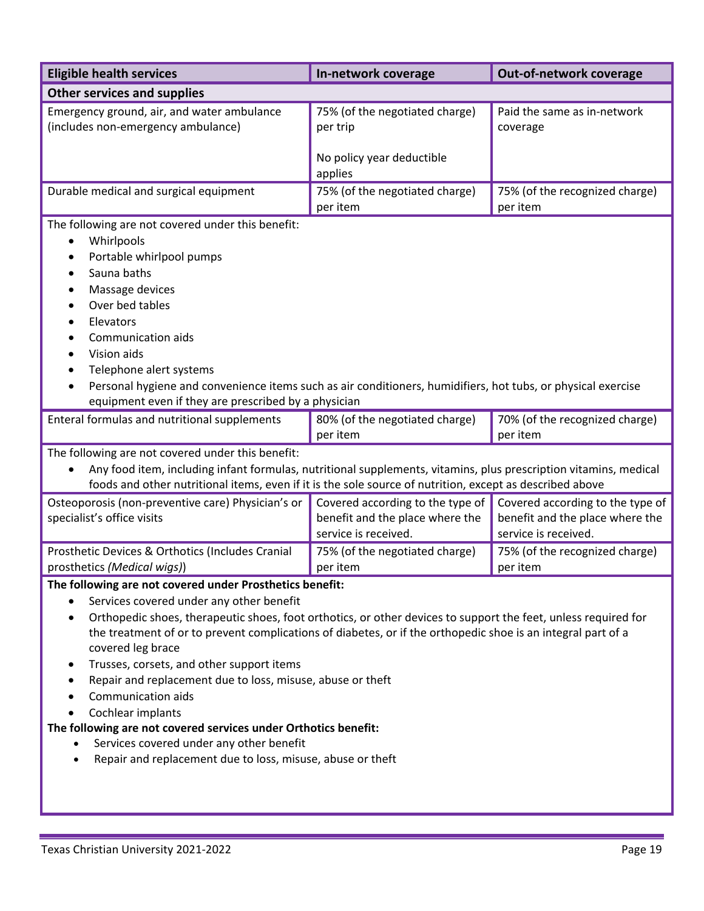| Eligible health services | In-network coverage | Out-of-network coverage |
|---|---|---|
| **Other services and supplies** | | |
| Emergency ground, air, and water ambulance (includes non-emergency ambulance) | 75% (of the negotiated charge) per trip<br><br>No policy year deductible applies | Paid the same as in-network coverage |
| Durable medical and surgical equipment | 75% (of the negotiated charge) per item | 75% (of the recognized charge) per item |
| The following are not covered under this benefit:<br>• Whirlpools<br>• Portable whirlpool pumps<br>• Sauna baths<br>• Massage devices<br>• Over bed tables<br>• Elevators<br>• Communication aids<br>• Vision aids<br>• Telephone alert systems<br>• Personal hygiene and convenience items such as air conditioners, humidifiers, hot tubs, or physical exercise equipment even if they are prescribed by a physician | | |
| Enteral formulas and nutritional supplements | 80% (of the negotiated charge) per item | 70% (of the recognized charge) per item |
| The following are not covered under this benefit:<br>• Any food item, including infant formulas, nutritional supplements, vitamins, plus prescription vitamins, medical foods and other nutritional items, even if it is the sole source of nutrition, except as described above | | |
| Osteoporosis (non-preventive care) Physician's or specialist's office visits | Covered according to the type of benefit and the place where the service is received. | Covered according to the type of benefit and the place where the service is received. |
| Prosthetic Devices & Orthotics (Includes Cranial prosthetics *(Medical wigs)*) | 75% (of the negotiated charge) per item | 75% (of the recognized charge) per item |
| **The following are not covered under Prosthetics benefit:**<br>• Services covered under any other benefit<br>• Orthopedic shoes, therapeutic shoes, foot orthotics, or other devices to support the feet, unless required for the treatment of or to prevent complications of diabetes, or if the orthopedic shoe is an integral part of a covered leg brace<br>• Trusses, corsets, and other support items<br>• Repair and replacement due to loss, misuse, abuse or theft<br>• Communication aids<br>• Cochlear implants<br>**The following are not covered services under Orthotics benefit:**<br>• Services covered under any other benefit<br>• Repair and replacement due to loss, misuse, abuse or theft | | |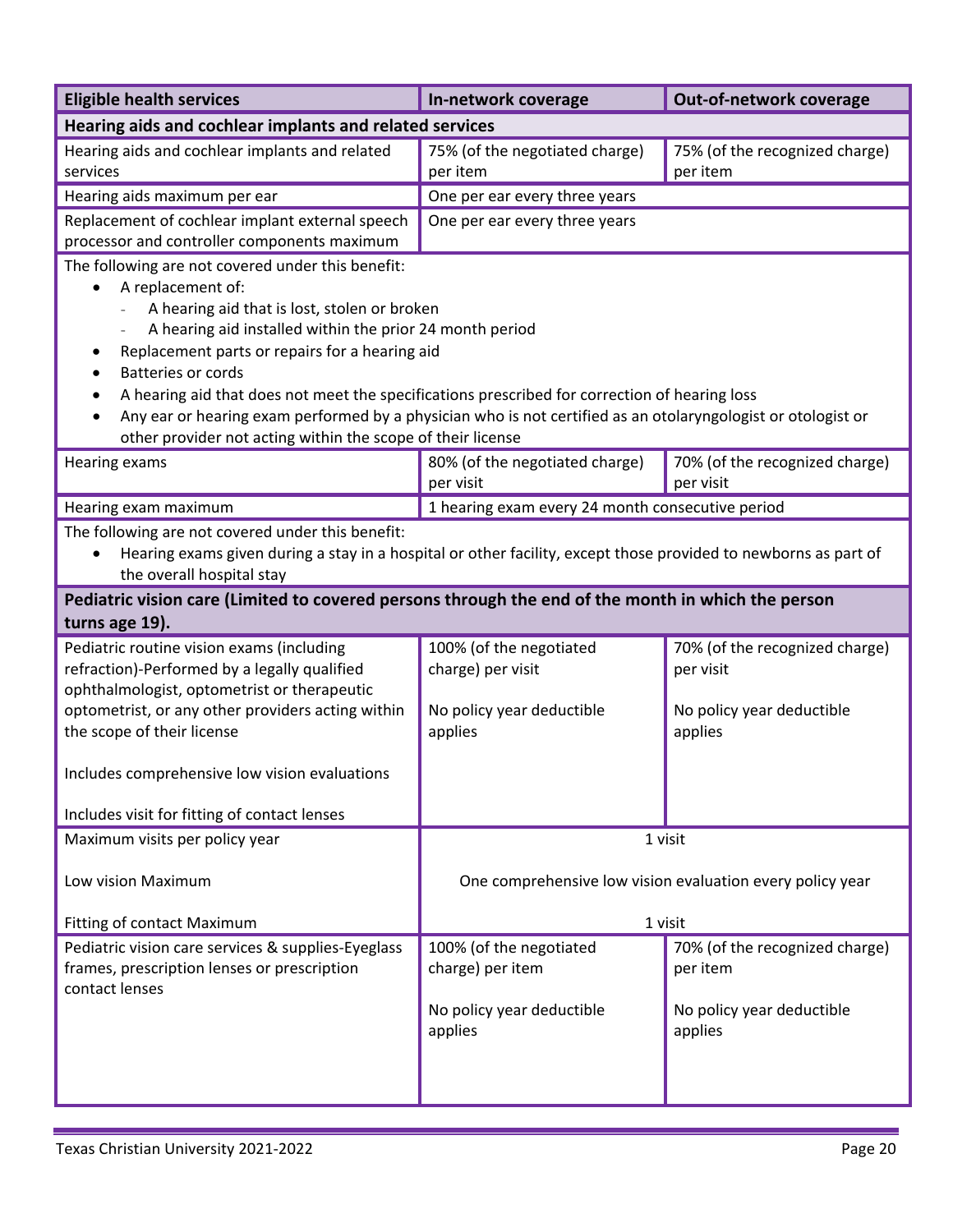| Eligible health services | In-network coverage | Out-of-network coverage |
|---|---|---|
| **Hearing aids and cochlear implants and related services** | | |
| Hearing aids and cochlear implants and related services | 75% (of the negotiated charge) per item | 75% (of the recognized charge) per item |
| Hearing aids maximum per ear | One per ear every three years | |
| Replacement of cochlear implant external speech processor and controller components maximum | One per ear every three years | |
| The following are not covered under this benefit:<br>• A replacement of:<br>  - A hearing aid that is lost, stolen or broken<br>  - A hearing aid installed within the prior 24 month period<br>• Replacement parts or repairs for a hearing aid<br>• Batteries or cords<br>• A hearing aid that does not meet the specifications prescribed for correction of hearing loss<br>• Any ear or hearing exam performed by a physician who is not certified as an otolaryngologist or otologist or other provider not acting within the scope of their license | | |
| Hearing exams | 80% (of the negotiated charge) per visit | 70% (of the recognized charge) per visit |
| Hearing exam maximum | 1 hearing exam every 24 month consecutive period | |
| The following are not covered under this benefit:<br>• Hearing exams given during a stay in a hospital or other facility, except those provided to newborns as part of the overall hospital stay | | |
| **Pediatric vision care (Limited to covered persons through the end of the month in which the person turns age 19).** | | |
| Pediatric routine vision exams (including refraction)-Performed by a legally qualified ophthalmologist, optometrist or therapeutic optometrist, or any other providers acting within the scope of their license<br><br>Includes comprehensive low vision evaluations<br><br>Includes visit for fitting of contact lenses | 100% (of the negotiated charge) per visit<br><br>No policy year deductible applies | 70% (of the recognized charge) per visit<br><br>No policy year deductible applies |
| Maximum visits per policy year<br><br>Low vision Maximum<br><br>Fitting of contact Maximum | 1 visit<br><br>One comprehensive low vision evaluation every policy year<br><br>1 visit | |
| Pediatric vision care services & supplies-Eyeglass frames, prescription lenses or prescription contact lenses | 100% (of the negotiated charge) per item<br><br>No policy year deductible applies | 70% (of the recognized charge) per item<br><br>No policy year deductible applies |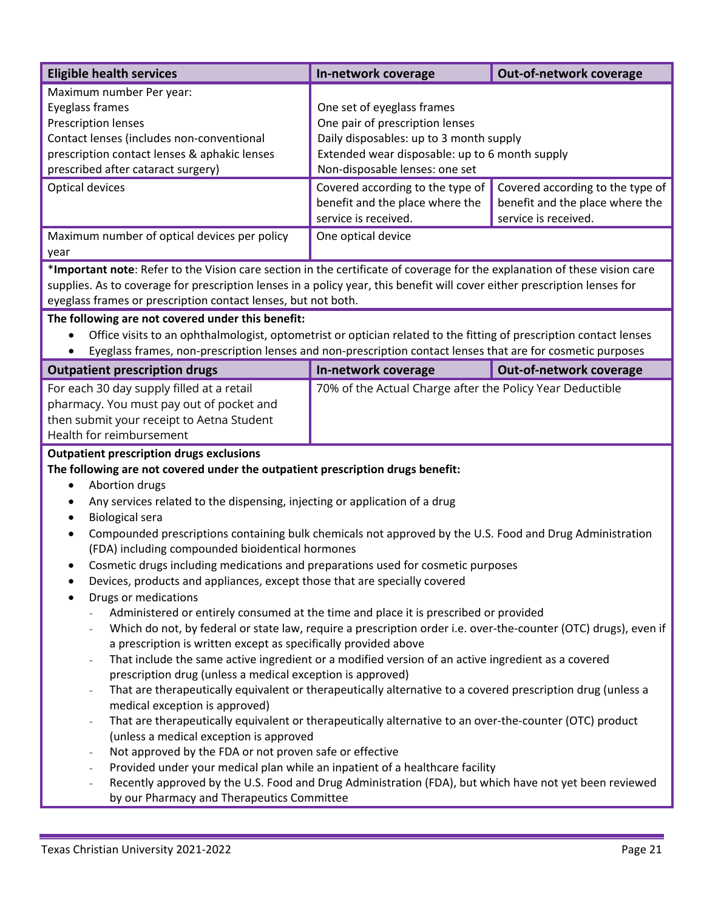| Eligible health services | In-network coverage | Out-of-network coverage |
| --- | --- | --- |
| Maximum number Per year:<br>Eyeglass frames<br>Prescription lenses<br>Contact lenses (includes non-conventional prescription contact lenses & aphakic lenses prescribed after cataract surgery) | One set of eyeglass frames<br>One pair of prescription lenses<br>Daily disposables: up to 3 month supply<br>Extended wear disposable: up to 6 month supply<br>Non-disposable lenses: one set | |
| Optical devices | Covered according to the type of benefit and the place where the service is received. | Covered according to the type of benefit and the place where the service is received. |
| Maximum number of optical devices per policy year | One optical device | |

*__Important note__: Refer to the Vision care section in the certificate of coverage for the explanation of these vision care supplies. As to coverage for prescription lenses in a policy year, this benefit will cover either prescription lenses for eyeglass frames or prescription contact lenses, but not both.

**The following are not covered under this benefit:**

- Office visits to an ophthalmologist, optometrist or optician related to the fitting of prescription contact lenses
- Eyeglass frames, non-prescription lenses and non-prescription contact lenses that are for cosmetic purposes

| Outpatient prescription drugs | In-network coverage | Out-of-network coverage |
| --- | --- | --- |
| For each 30 day supply filled at a retail pharmacy. You must pay out of pocket and then submit your receipt to Aetna Student Health for reimbursement | 70% of the Actual Charge after the Policy Year Deductible | |

**Outpatient prescription drugs exclusions**

**The following are not covered under the outpatient prescription drugs benefit:**

- Abortion drugs
- Any services related to the dispensing, injecting or application of a drug
- Biological sera
- Compounded prescriptions containing bulk chemicals not approved by the U.S. Food and Drug Administration (FDA) including compounded bioidentical hormones
- Cosmetic drugs including medications and preparations used for cosmetic purposes
- Devices, products and appliances, except those that are specially covered
- Drugs or medications
  - Administered or entirely consumed at the time and place it is prescribed or provided
  - Which do not, by federal or state law, require a prescription order i.e. over-the-counter (OTC) drugs), even if a prescription is written except as specifically provided above
  - That include the same active ingredient or a modified version of an active ingredient as a covered prescription drug (unless a medical exception is approved)
  - That are therapeutically equivalent or therapeutically alternative to a covered prescription drug (unless a medical exception is approved)
  - That are therapeutically equivalent or therapeutically alternative to an over-the-counter (OTC) product (unless a medical exception is approved
  - Not approved by the FDA or not proven safe or effective
  - Provided under your medical plan while an inpatient of a healthcare facility
  - Recently approved by the U.S. Food and Drug Administration (FDA), but which have not yet been reviewed by our Pharmacy and Therapeutics Committee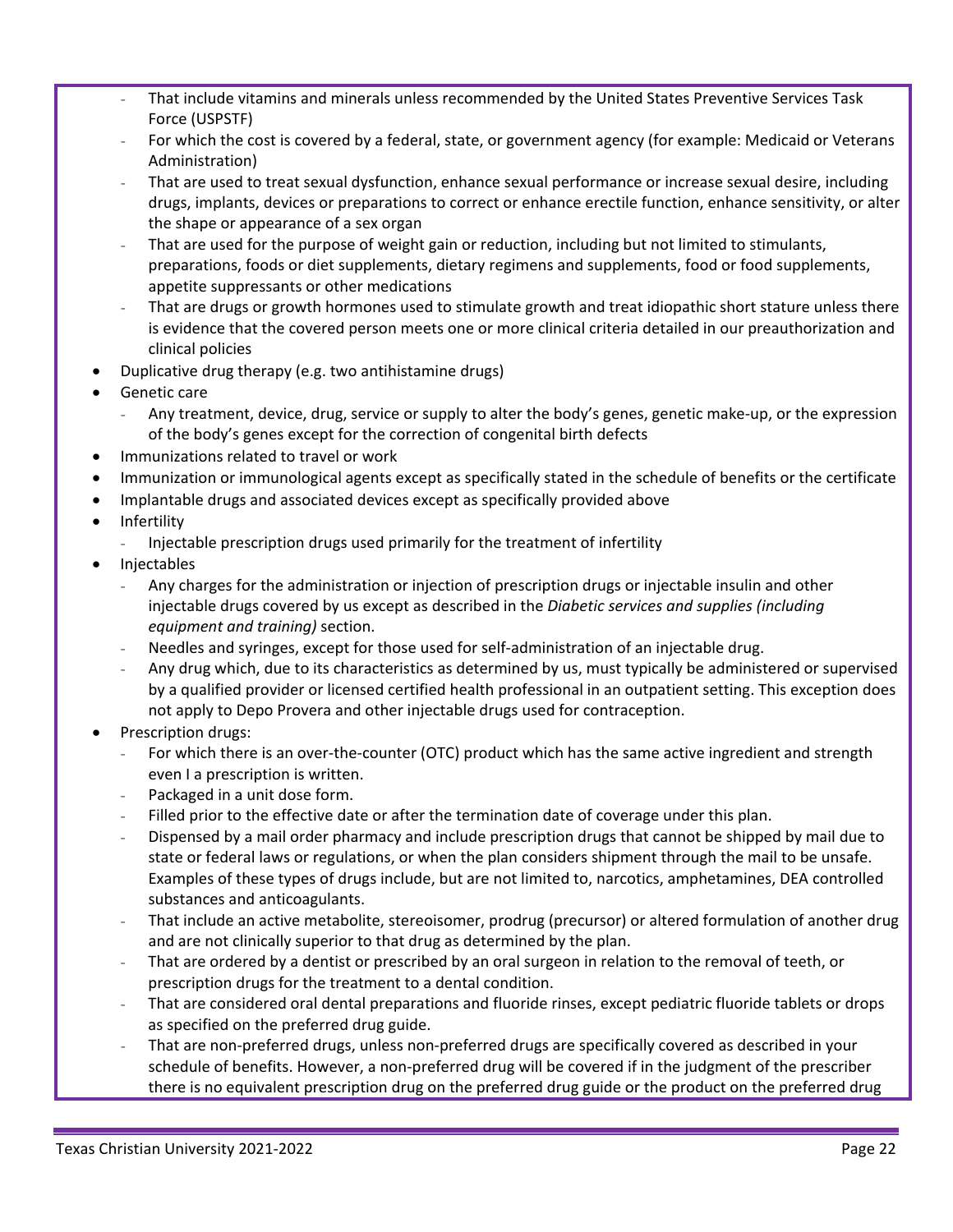- That include vitamins and minerals unless recommended by the United States Preventive Services Task Force (USPSTF)
  - For which the cost is covered by a federal, state, or government agency (for example: Medicaid or Veterans Administration)
  - That are used to treat sexual dysfunction, enhance sexual performance or increase sexual desire, including drugs, implants, devices or preparations to correct or enhance erectile function, enhance sensitivity, or alter the shape or appearance of a sex organ
  - That are used for the purpose of weight gain or reduction, including but not limited to stimulants, preparations, foods or diet supplements, dietary regimens and supplements, food or food supplements, appetite suppressants or other medications
  - That are drugs or growth hormones used to stimulate growth and treat idiopathic short stature unless there is evidence that the covered person meets one or more clinical criteria detailed in our preauthorization and clinical policies
- Duplicative drug therapy (e.g. two antihistamine drugs)
- Genetic care
  - Any treatment, device, drug, service or supply to alter the body's genes, genetic make-up, or the expression of the body's genes except for the correction of congenital birth defects
- Immunizations related to travel or work
- Immunization or immunological agents except as specifically stated in the schedule of benefits or the certificate
- Implantable drugs and associated devices except as specifically provided above
- Infertility
  - Injectable prescription drugs used primarily for the treatment of infertility
- Injectables
  - Any charges for the administration or injection of prescription drugs or injectable insulin and other injectable drugs covered by us except as described in the *Diabetic services and supplies (including equipment and training)* section.
  - Needles and syringes, except for those used for self-administration of an injectable drug.
  - Any drug which, due to its characteristics as determined by us, must typically be administered or supervised by a qualified provider or licensed certified health professional in an outpatient setting. This exception does not apply to Depo Provera and other injectable drugs used for contraception.
- Prescription drugs:
  - For which there is an over-the-counter (OTC) product which has the same active ingredient and strength even I a prescription is written.
  - Packaged in a unit dose form.
  - Filled prior to the effective date or after the termination date of coverage under this plan.
  - Dispensed by a mail order pharmacy and include prescription drugs that cannot be shipped by mail due to state or federal laws or regulations, or when the plan considers shipment through the mail to be unsafe. Examples of these types of drugs include, but are not limited to, narcotics, amphetamines, DEA controlled substances and anticoagulants.
  - That include an active metabolite, stereoisomer, prodrug (precursor) or altered formulation of another drug and are not clinically superior to that drug as determined by the plan.
  - That are ordered by a dentist or prescribed by an oral surgeon in relation to the removal of teeth, or prescription drugs for the treatment to a dental condition.
  - That are considered oral dental preparations and fluoride rinses, except pediatric fluoride tablets or drops as specified on the preferred drug guide.
  - That are non-preferred drugs, unless non-preferred drugs are specifically covered as described in your schedule of benefits. However, a non-preferred drug will be covered if in the judgment of the prescriber there is no equivalent prescription drug on the preferred drug guide or the product on the preferred drug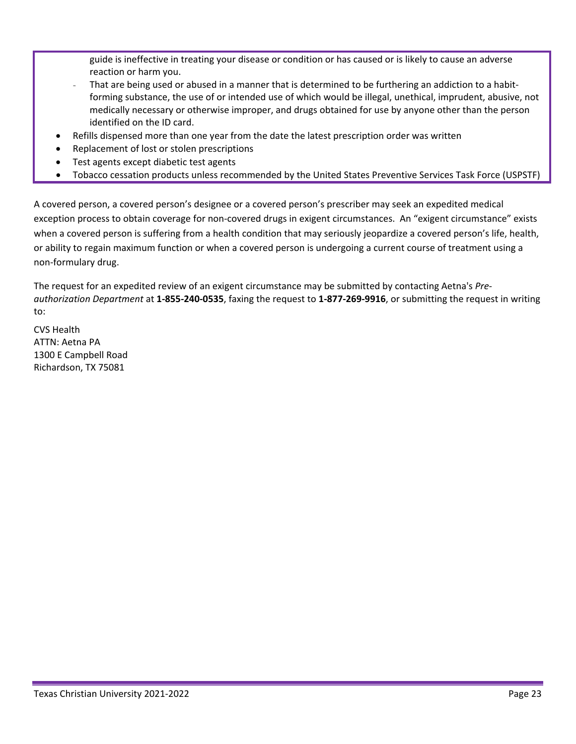guide is ineffective in treating your disease or condition or has caused or is likely to cause an adverse reaction or harm you.
  - That are being used or abused in a manner that is determined to be furthering an addiction to a habit-forming substance, the use of or intended use of which would be illegal, unethical, imprudent, abusive, not medically necessary or otherwise improper, and drugs obtained for use by anyone other than the person identified on the ID card.
- Refills dispensed more than one year from the date the latest prescription order was written
- Replacement of lost or stolen prescriptions
- Test agents except diabetic test agents
- Tobacco cessation products unless recommended by the United States Preventive Services Task Force (USPSTF)

A covered person, a covered person's designee or a covered person's prescriber may seek an expedited medical exception process to obtain coverage for non-covered drugs in exigent circumstances. An "exigent circumstance" exists when a covered person is suffering from a health condition that may seriously jeopardize a covered person's life, health, or ability to regain maximum function or when a covered person is undergoing a current course of treatment using a non-formulary drug.

The request for an expedited review of an exigent circumstance may be submitted by contacting Aetna's *Pre-authorization Department* at **1-855-240-0535**, faxing the request to **1-877-269-9916**, or submitting the request in writing to:

CVS Health
ATTN: Aetna PA
1300 E Campbell Road
Richardson, TX 75081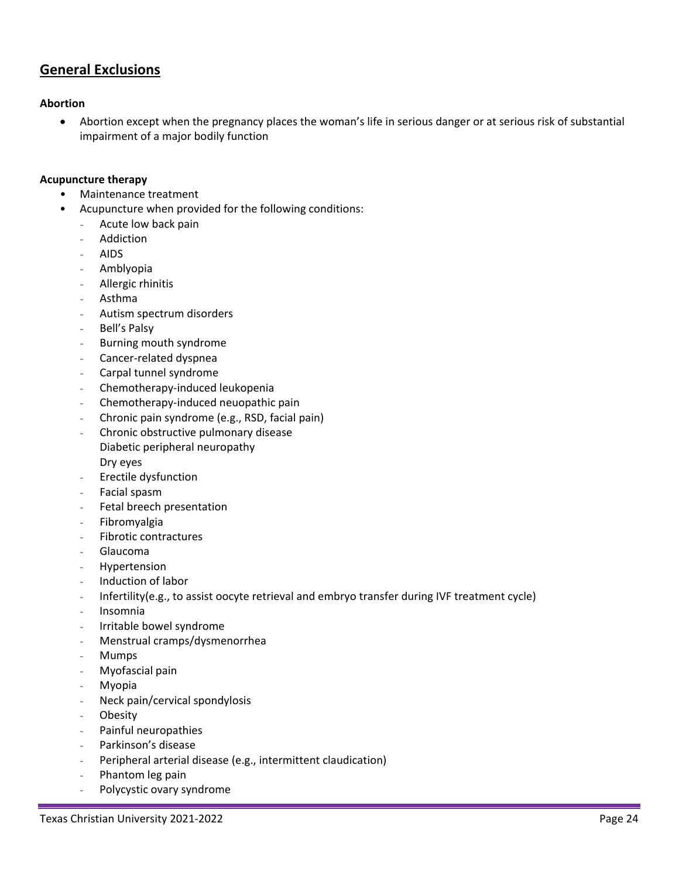## General Exclusions

**Abortion**

- Abortion except when the pregnancy places the woman's life in serious danger or at serious risk of substantial impairment of a major bodily function

**Acupuncture therapy**

- Maintenance treatment
- Acupuncture when provided for the following conditions:
  - Acute low back pain
  - Addiction
  - AIDS
  - Amblyopia
  - Allergic rhinitis
  - Asthma
  - Autism spectrum disorders
  - Bell's Palsy
  - Burning mouth syndrome
  - Cancer-related dyspnea
  - Carpal tunnel syndrome
  - Chemotherapy-induced leukopenia
  - Chemotherapy-induced neuopathic pain
  - Chronic pain syndrome (e.g., RSD, facial pain)
  - Chronic obstructive pulmonary disease
  - Diabetic peripheral neuropathy
  - Dry eyes
  - Erectile dysfunction
  - Facial spasm
  - Fetal breech presentation
  - Fibromyalgia
  - Fibrotic contractures
  - Glaucoma
  - Hypertension
  - Induction of labor
  - Infertility(e.g., to assist oocyte retrieval and embryo transfer during IVF treatment cycle)
  - Insomnia
  - Irritable bowel syndrome
  - Menstrual cramps/dysmenorrhea
  - Mumps
  - Myofascial pain
  - Myopia
  - Neck pain/cervical spondylosis
  - Obesity
  - Painful neuropathies
  - Parkinson's disease
  - Peripheral arterial disease (e.g., intermittent claudication)
  - Phantom leg pain
  - Polycystic ovary syndrome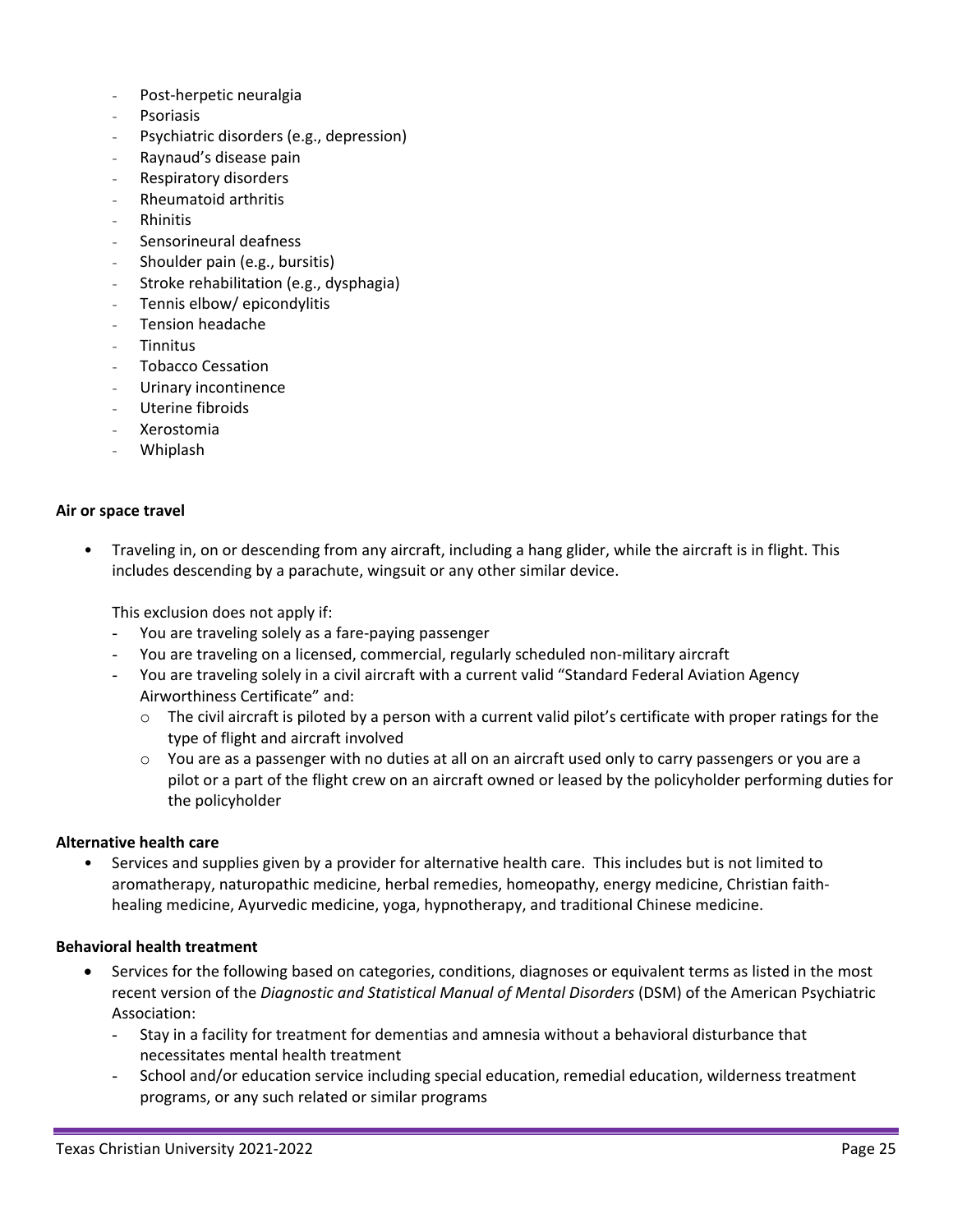- Post-herpetic neuralgia
- Psoriasis
- Psychiatric disorders (e.g., depression)
- Raynaud's disease pain
- Respiratory disorders
- Rheumatoid arthritis
- Rhinitis
- Sensorineural deafness
- Shoulder pain (e.g., bursitis)
- Stroke rehabilitation (e.g., dysphagia)
- Tennis elbow/ epicondylitis
- Tension headache
- Tinnitus
- Tobacco Cessation
- Urinary incontinence
- Uterine fibroids
- Xerostomia
- Whiplash

**Air or space travel**

- Traveling in, on or descending from any aircraft, including a hang glider, while the aircraft is in flight. This includes descending by a parachute, wingsuit or any other similar device.

  This exclusion does not apply if:
  - You are traveling solely as a fare-paying passenger
  - You are traveling on a licensed, commercial, regularly scheduled non-military aircraft
  - You are traveling solely in a civil aircraft with a current valid "Standard Federal Aviation Agency Airworthiness Certificate" and:
    - The civil aircraft is piloted by a person with a current valid pilot's certificate with proper ratings for the type of flight and aircraft involved
    - You are as a passenger with no duties at all on an aircraft used only to carry passengers or you are a pilot or a part of the flight crew on an aircraft owned or leased by the policyholder performing duties for the policyholder

**Alternative health care**

- Services and supplies given by a provider for alternative health care. This includes but is not limited to aromatherapy, naturopathic medicine, herbal remedies, homeopathy, energy medicine, Christian faith-healing medicine, Ayurvedic medicine, yoga, hypnotherapy, and traditional Chinese medicine.

**Behavioral health treatment**

- Services for the following based on categories, conditions, diagnoses or equivalent terms as listed in the most recent version of the *Diagnostic and Statistical Manual of Mental Disorders* (DSM) of the American Psychiatric Association:
  - Stay in a facility for treatment for dementias and amnesia without a behavioral disturbance that necessitates mental health treatment
  - School and/or education service including special education, remedial education, wilderness treatment programs, or any such related or similar programs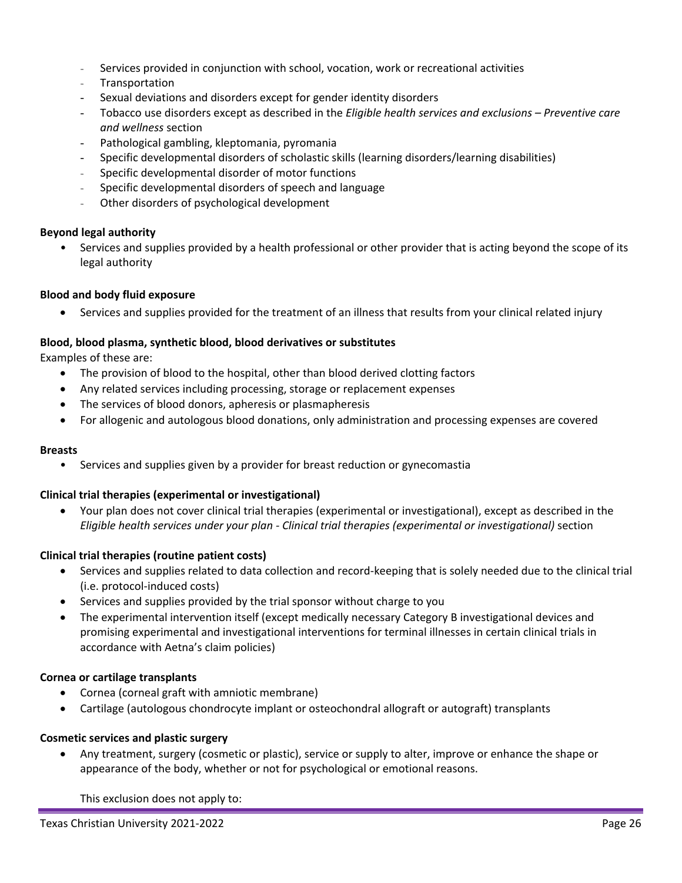- Services provided in conjunction with school, vocation, work or recreational activities
- Transportation
- Sexual deviations and disorders except for gender identity disorders
- Tobacco use disorders except as described in the *Eligible health services and exclusions – Preventive care and wellness* section
- Pathological gambling, kleptomania, pyromania
- Specific developmental disorders of scholastic skills (learning disorders/learning disabilities)
- Specific developmental disorder of motor functions
- Specific developmental disorders of speech and language
- Other disorders of psychological development

**Beyond legal authority**

- Services and supplies provided by a health professional or other provider that is acting beyond the scope of its legal authority

**Blood and body fluid exposure**

- Services and supplies provided for the treatment of an illness that results from your clinical related injury

**Blood, blood plasma, synthetic blood, blood derivatives or substitutes**

Examples of these are:

- The provision of blood to the hospital, other than blood derived clotting factors
- Any related services including processing, storage or replacement expenses
- The services of blood donors, apheresis or plasmapheresis
- For allogenic and autologous blood donations, only administration and processing expenses are covered

**Breasts**

- Services and supplies given by a provider for breast reduction or gynecomastia

**Clinical trial therapies (experimental or investigational)**

- Your plan does not cover clinical trial therapies (experimental or investigational), except as described in the *Eligible health services under your plan - Clinical trial therapies (experimental or investigational)* section

**Clinical trial therapies (routine patient costs)**

- Services and supplies related to data collection and record-keeping that is solely needed due to the clinical trial (i.e. protocol-induced costs)
- Services and supplies provided by the trial sponsor without charge to you
- The experimental intervention itself (except medically necessary Category B investigational devices and promising experimental and investigational interventions for terminal illnesses in certain clinical trials in accordance with Aetna's claim policies)

**Cornea or cartilage transplants**

- Cornea (corneal graft with amniotic membrane)
- Cartilage (autologous chondrocyte implant or osteochondral allograft or autograft) transplants

**Cosmetic services and plastic surgery**

- Any treatment, surgery (cosmetic or plastic), service or supply to alter, improve or enhance the shape or appearance of the body, whether or not for psychological or emotional reasons.

  This exclusion does not apply to: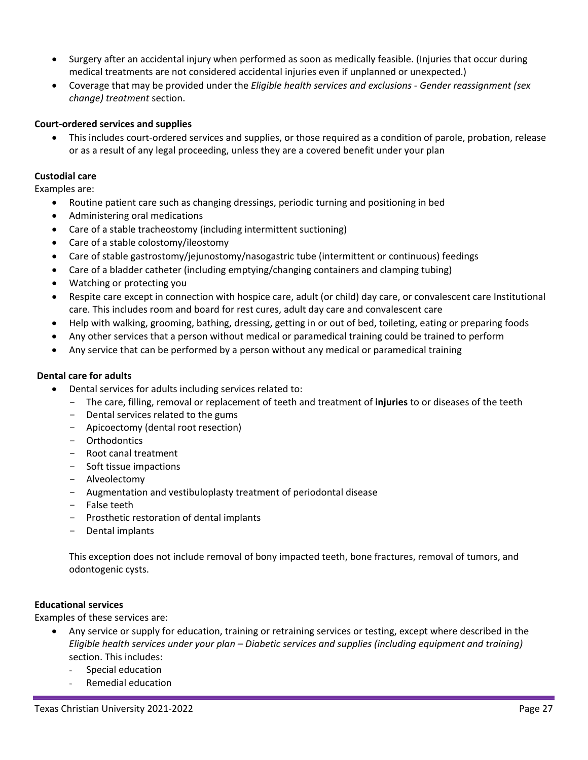- Surgery after an accidental injury when performed as soon as medically feasible. (Injuries that occur during medical treatments are not considered accidental injuries even if unplanned or unexpected.)
- Coverage that may be provided under the *Eligible health services and exclusions - Gender reassignment (sex change) treatment* section.

**Court-ordered services and supplies**

- This includes court-ordered services and supplies, or those required as a condition of parole, probation, release or as a result of any legal proceeding, unless they are a covered benefit under your plan

**Custodial care**

Examples are:

- Routine patient care such as changing dressings, periodic turning and positioning in bed
- Administering oral medications
- Care of a stable tracheostomy (including intermittent suctioning)
- Care of a stable colostomy/ileostomy
- Care of stable gastrostomy/jejunostomy/nasogastric tube (intermittent or continuous) feedings
- Care of a bladder catheter (including emptying/changing containers and clamping tubing)
- Watching or protecting you
- Respite care except in connection with hospice care, adult (or child) day care, or convalescent care Institutional care. This includes room and board for rest cures, adult day care and convalescent care
- Help with walking, grooming, bathing, dressing, getting in or out of bed, toileting, eating or preparing foods
- Any other services that a person without medical or paramedical training could be trained to perform
- Any service that can be performed by a person without any medical or paramedical training

**Dental care for adults**

- Dental services for adults including services related to:
  - The care, filling, removal or replacement of teeth and treatment of **injuries** to or diseases of the teeth
  - Dental services related to the gums
  - Apicoectomy (dental root resection)
  - Orthodontics
  - Root canal treatment
  - Soft tissue impactions
  - Alveolectomy
  - Augmentation and vestibuloplasty treatment of periodontal disease
  - False teeth
  - Prosthetic restoration of dental implants
  - Dental implants

  This exception does not include removal of bony impacted teeth, bone fractures, removal of tumors, and odontogenic cysts.

**Educational services**

Examples of these services are:

- Any service or supply for education, training or retraining services or testing, except where described in the *Eligible health services under your plan – Diabetic services and supplies (including equipment and training)* section. This includes:
  - Special education
  - Remedial education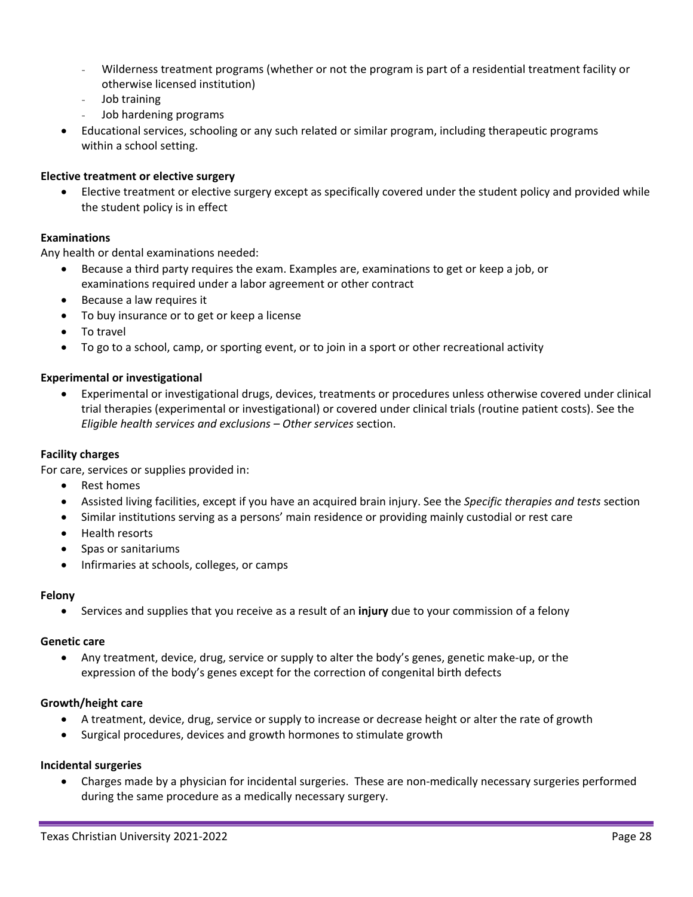- Wilderness treatment programs (whether or not the program is part of a residential treatment facility or otherwise licensed institution)
  - Job training
  - Job hardening programs
- Educational services, schooling or any such related or similar program, including therapeutic programs within a school setting.

**Elective treatment or elective surgery**

- Elective treatment or elective surgery except as specifically covered under the student policy and provided while the student policy is in effect

**Examinations**

Any health or dental examinations needed:

- Because a third party requires the exam. Examples are, examinations to get or keep a job, or examinations required under a labor agreement or other contract
- Because a law requires it
- To buy insurance or to get or keep a license
- To travel
- To go to a school, camp, or sporting event, or to join in a sport or other recreational activity

**Experimental or investigational**

- Experimental or investigational drugs, devices, treatments or procedures unless otherwise covered under clinical trial therapies (experimental or investigational) or covered under clinical trials (routine patient costs). See the *Eligible health services and exclusions – Other services* section.

**Facility charges**

For care, services or supplies provided in:

- Rest homes
- Assisted living facilities, except if you have an acquired brain injury. See the *Specific therapies and tests* section
- Similar institutions serving as a persons' main residence or providing mainly custodial or rest care
- Health resorts
- Spas or sanitariums
- Infirmaries at schools, colleges, or camps

**Felony**

- Services and supplies that you receive as a result of an **injury** due to your commission of a felony

**Genetic care**

- Any treatment, device, drug, service or supply to alter the body's genes, genetic make-up, or the expression of the body's genes except for the correction of congenital birth defects

**Growth/height care**

- A treatment, device, drug, service or supply to increase or decrease height or alter the rate of growth
- Surgical procedures, devices and growth hormones to stimulate growth

**Incidental surgeries**

- Charges made by a physician for incidental surgeries. These are non-medically necessary surgeries performed during the same procedure as a medically necessary surgery.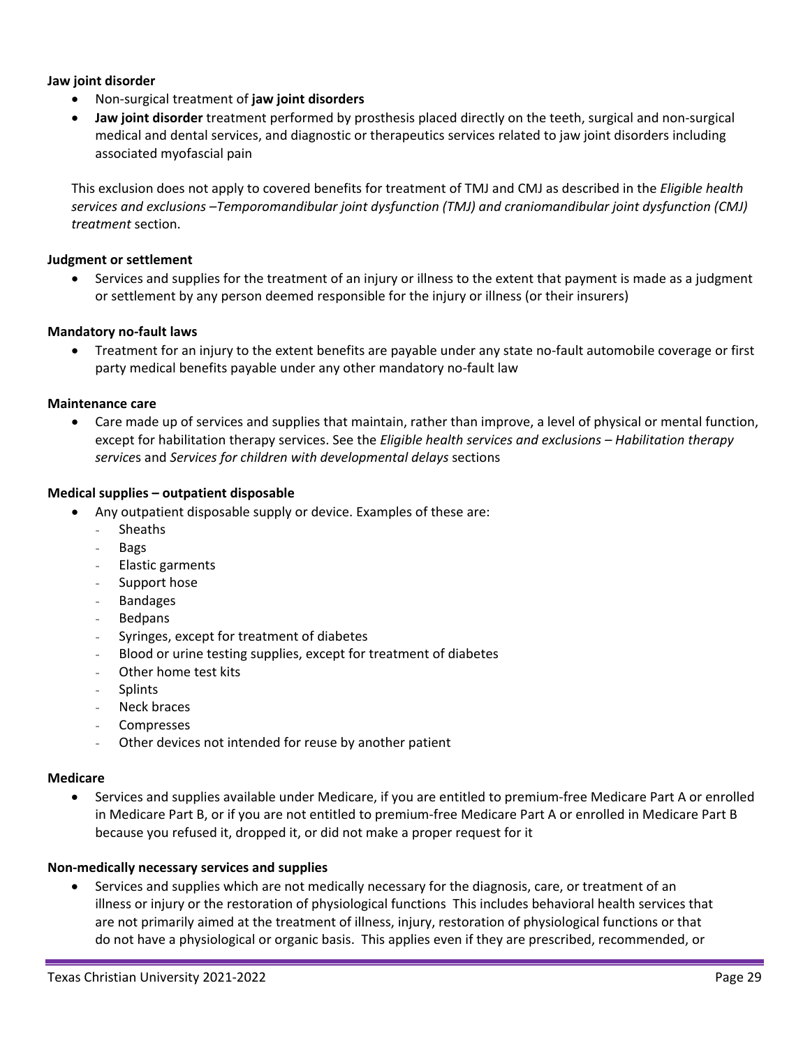**Jaw joint disorder**

- Non-surgical treatment of **jaw joint disorders**
- **Jaw joint disorder** treatment performed by prosthesis placed directly on the teeth, surgical and non-surgical medical and dental services, and diagnostic or therapeutics services related to jaw joint disorders including associated myofascial pain

This exclusion does not apply to covered benefits for treatment of TMJ and CMJ as described in the *Eligible health services and exclusions –Temporomandibular joint dysfunction (TMJ) and craniomandibular joint dysfunction (CMJ) treatment* section.

**Judgment or settlement**

- Services and supplies for the treatment of an injury or illness to the extent that payment is made as a judgment or settlement by any person deemed responsible for the injury or illness (or their insurers)

**Mandatory no-fault laws**

- Treatment for an injury to the extent benefits are payable under any state no-fault automobile coverage or first party medical benefits payable under any other mandatory no-fault law

**Maintenance care**

- Care made up of services and supplies that maintain, rather than improve, a level of physical or mental function, except for habilitation therapy services. See the *Eligible health services and exclusions – Habilitation therapy services* and *Services for children with developmental delays* sections

**Medical supplies – outpatient disposable**

- Any outpatient disposable supply or device. Examples of these are:
  - Sheaths
  - Bags
  - Elastic garments
  - Support hose
  - Bandages
  - Bedpans
  - Syringes, except for treatment of diabetes
  - Blood or urine testing supplies, except for treatment of diabetes
  - Other home test kits
  - Splints
  - Neck braces
  - Compresses
  - Other devices not intended for reuse by another patient

**Medicare**

- Services and supplies available under Medicare, if you are entitled to premium-free Medicare Part A or enrolled in Medicare Part B, or if you are not entitled to premium-free Medicare Part A or enrolled in Medicare Part B because you refused it, dropped it, or did not make a proper request for it

**Non-medically necessary services and supplies**

- Services and supplies which are not medically necessary for the diagnosis, care, or treatment of an illness or injury or the restoration of physiological functions This includes behavioral health services that are not primarily aimed at the treatment of illness, injury, restoration of physiological functions or that do not have a physiological or organic basis. This applies even if they are prescribed, recommended, or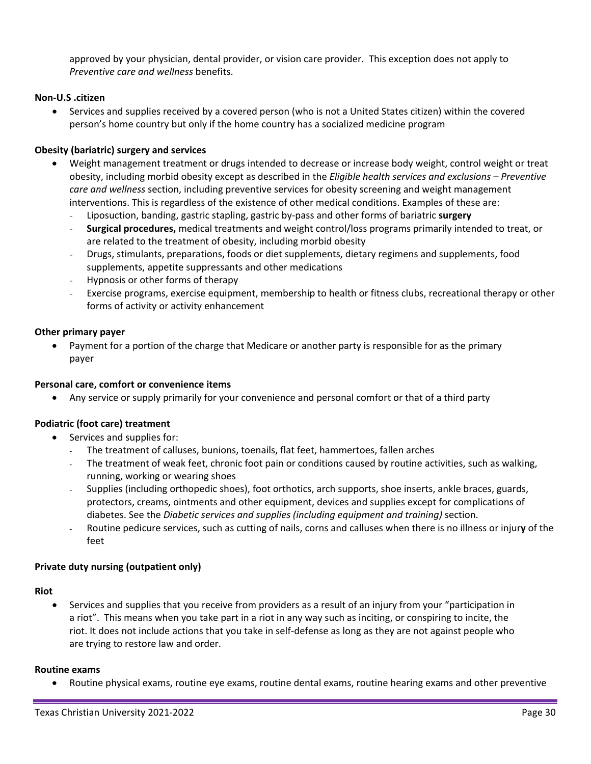approved by your physician, dental provider, or vision care provider. This exception does not apply to *Preventive care and wellness* benefits.

**Non-U.S .citizen**

- Services and supplies received by a covered person (who is not a United States citizen) within the covered person's home country but only if the home country has a socialized medicine program

**Obesity (bariatric) surgery and services**

- Weight management treatment or drugs intended to decrease or increase body weight, control weight or treat obesity, including morbid obesity except as described in the *Eligible health services and exclusions – Preventive care and wellness* section, including preventive services for obesity screening and weight management interventions. This is regardless of the existence of other medical conditions. Examples of these are:
  - Liposuction, banding, gastric stapling, gastric by-pass and other forms of bariatric **surgery**
  - **Surgical procedures,** medical treatments and weight control/loss programs primarily intended to treat, or are related to the treatment of obesity, including morbid obesity
  - Drugs, stimulants, preparations, foods or diet supplements, dietary regimens and supplements, food supplements, appetite suppressants and other medications
  - Hypnosis or other forms of therapy
  - Exercise programs, exercise equipment, membership to health or fitness clubs, recreational therapy or other forms of activity or activity enhancement

**Other primary payer**

- Payment for a portion of the charge that Medicare or another party is responsible for as the primary payer

**Personal care, comfort or convenience items**

- Any service or supply primarily for your convenience and personal comfort or that of a third party

**Podiatric (foot care) treatment**

- Services and supplies for:
  - The treatment of calluses, bunions, toenails, flat feet, hammertoes, fallen arches
  - The treatment of weak feet, chronic foot pain or conditions caused by routine activities, such as walking, running, working or wearing shoes
  - Supplies (including orthopedic shoes), foot orthotics, arch supports, shoe inserts, ankle braces, guards, protectors, creams, ointments and other equipment, devices and supplies except for complications of diabetes. See the *Diabetic services and supplies (including equipment and training)* section.
  - Routine pedicure services, such as cutting of nails, corns and calluses when there is no illness or injur**y** of the feet

**Private duty nursing (outpatient only)**

**Riot**

- Services and supplies that you receive from providers as a result of an injury from your "participation in a riot". This means when you take part in a riot in any way such as inciting, or conspiring to incite, the riot. It does not include actions that you take in self-defense as long as they are not against people who are trying to restore law and order.

**Routine exams**

- Routine physical exams, routine eye exams, routine dental exams, routine hearing exams and other preventive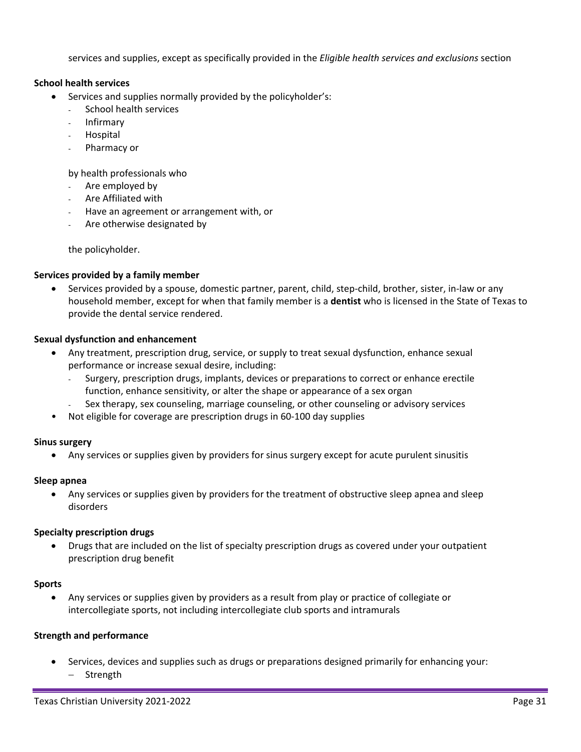services and supplies, except as specifically provided in the *Eligible health services and exclusions* section

**School health services**

- Services and supplies normally provided by the policyholder's:
  - School health services
  - Infirmary
  - Hospital
  - Pharmacy or

  by health professionals who
  - Are employed by
  - Are Affiliated with
  - Have an agreement or arrangement with, or
  - Are otherwise designated by

  the policyholder.

**Services provided by a family member**

- Services provided by a spouse, domestic partner, parent, child, step-child, brother, sister, in-law or any household member, except for when that family member is a **dentist** who is licensed in the State of Texas to provide the dental service rendered.

**Sexual dysfunction and enhancement**

- Any treatment, prescription drug, service, or supply to treat sexual dysfunction, enhance sexual performance or increase sexual desire, including:
  - Surgery, prescription drugs, implants, devices or preparations to correct or enhance erectile function, enhance sensitivity, or alter the shape or appearance of a sex organ
  - Sex therapy, sex counseling, marriage counseling, or other counseling or advisory services
- Not eligible for coverage are prescription drugs in 60-100 day supplies

**Sinus surgery**

- Any services or supplies given by providers for sinus surgery except for acute purulent sinusitis

**Sleep apnea**

- Any services or supplies given by providers for the treatment of obstructive sleep apnea and sleep disorders

**Specialty prescription drugs**

- Drugs that are included on the list of specialty prescription drugs as covered under your outpatient prescription drug benefit

**Sports**

- Any services or supplies given by providers as a result from play or practice of collegiate or intercollegiate sports, not including intercollegiate club sports and intramurals

**Strength and performance**

- Services, devices and supplies such as drugs or preparations designed primarily for enhancing your:
  - Strength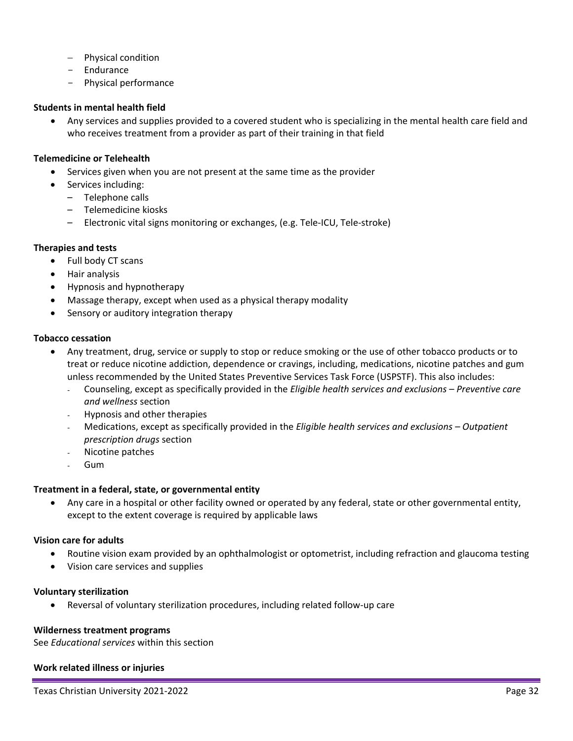- Physical condition
- Endurance
- Physical performance

**Students in mental health field**

- Any services and supplies provided to a covered student who is specializing in the mental health care field and who receives treatment from a provider as part of their training in that field

**Telemedicine or Telehealth**

- Services given when you are not present at the same time as the provider
- Services including:
  - Telephone calls
  - Telemedicine kiosks
  - Electronic vital signs monitoring or exchanges, (e.g. Tele-ICU, Tele-stroke)

**Therapies and tests**

- Full body CT scans
- Hair analysis
- Hypnosis and hypnotherapy
- Massage therapy, except when used as a physical therapy modality
- Sensory or auditory integration therapy

**Tobacco cessation**

- Any treatment, drug, service or supply to stop or reduce smoking or the use of other tobacco products or to treat or reduce nicotine addiction, dependence or cravings, including, medications, nicotine patches and gum unless recommended by the United States Preventive Services Task Force (USPSTF). This also includes:
  - Counseling, except as specifically provided in the *Eligible health services and exclusions – Preventive care and wellness* section
  - Hypnosis and other therapies
  - Medications, except as specifically provided in the *Eligible health services and exclusions – Outpatient prescription drugs* section
  - Nicotine patches
  - Gum

**Treatment in a federal, state, or governmental entity**

- Any care in a hospital or other facility owned or operated by any federal, state or other governmental entity, except to the extent coverage is required by applicable laws

**Vision care for adults**

- Routine vision exam provided by an ophthalmologist or optometrist, including refraction and glaucoma testing
- Vision care services and supplies

**Voluntary sterilization**

- Reversal of voluntary sterilization procedures, including related follow-up care

**Wilderness treatment programs**

See *Educational services* within this section

**Work related illness or injuries**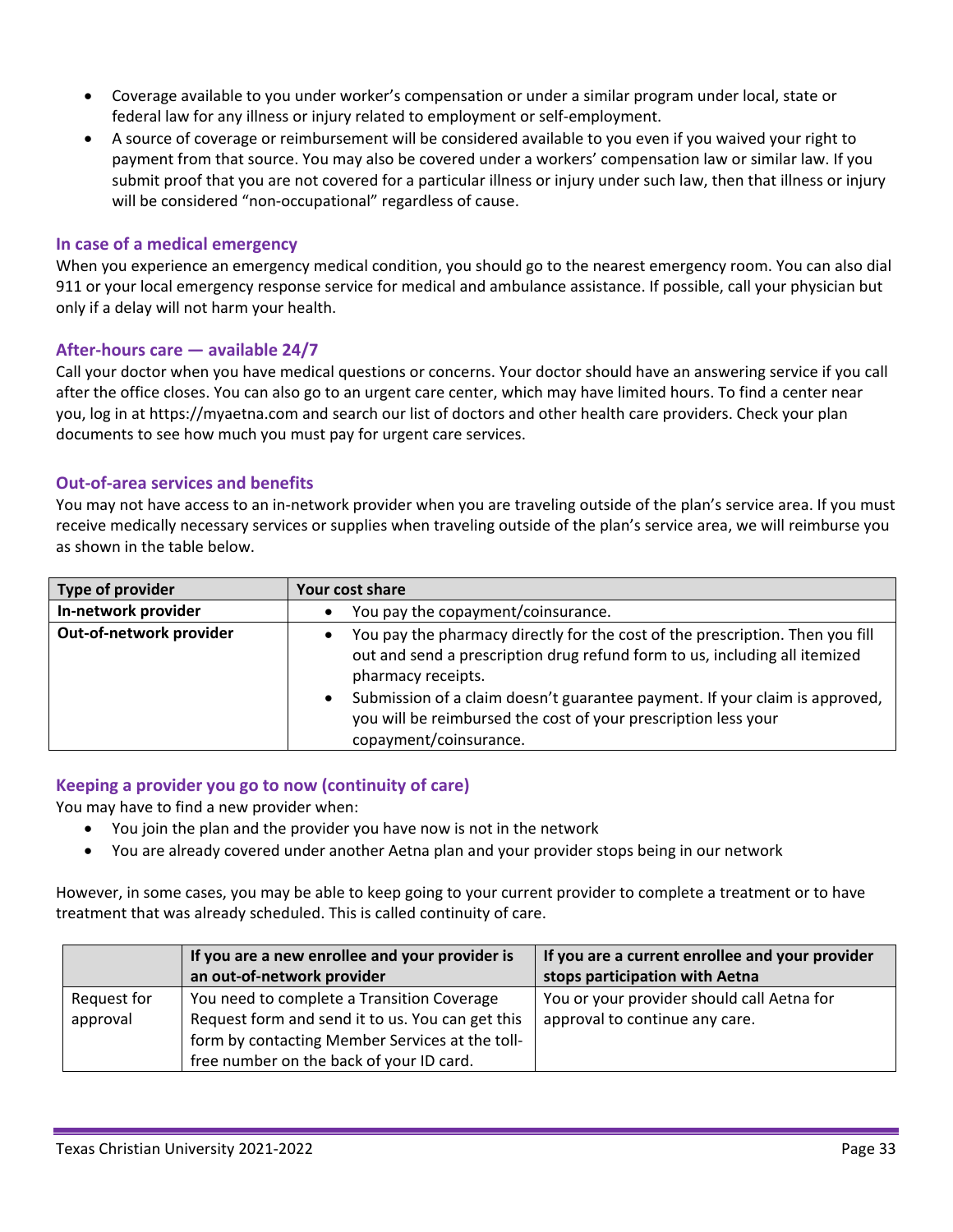- Coverage available to you under worker's compensation or under a similar program under local, state or federal law for any illness or injury related to employment or self-employment.
- A source of coverage or reimbursement will be considered available to you even if you waived your right to payment from that source. You may also be covered under a workers' compensation law or similar law. If you submit proof that you are not covered for a particular illness or injury under such law, then that illness or injury will be considered "non-occupational" regardless of cause.

### In case of a medical emergency

When you experience an emergency medical condition, you should go to the nearest emergency room. You can also dial 911 or your local emergency response service for medical and ambulance assistance. If possible, call your physician but only if a delay will not harm your health.

### After-hours care — available 24/7

Call your doctor when you have medical questions or concerns. Your doctor should have an answering service if you call after the office closes. You can also go to an urgent care center, which may have limited hours. To find a center near you, log in at https://myaetna.com and search our list of doctors and other health care providers. Check your plan documents to see how much you must pay for urgent care services.

### Out-of-area services and benefits

You may not have access to an in-network provider when you are traveling outside of the plan's service area. If you must receive medically necessary services or supplies when traveling outside of the plan's service area, we will reimburse you as shown in the table below.

| Type of provider | Your cost share |
|---|---|
| **In-network provider** | • You pay the copayment/coinsurance. |
| **Out-of-network provider** | • You pay the pharmacy directly for the cost of the prescription. Then you fill out and send a prescription drug refund form to us, including all itemized pharmacy receipts.<br>• Submission of a claim doesn't guarantee payment. If your claim is approved, you will be reimbursed the cost of your prescription less your copayment/coinsurance. |

### Keeping a provider you go to now (continuity of care)

You may have to find a new provider when:

- You join the plan and the provider you have now is not in the network
- You are already covered under another Aetna plan and your provider stops being in our network

However, in some cases, you may be able to keep going to your current provider to complete a treatment or to have treatment that was already scheduled. This is called continuity of care.

| | If you are a new enrollee and your provider is an out-of-network provider | If you are a current enrollee and your provider stops participation with Aetna |
|---|---|---|
| Request for approval | You need to complete a Transition Coverage Request form and send it to us. You can get this form by contacting Member Services at the toll-free number on the back of your ID card. | You or your provider should call Aetna for approval to continue any care. |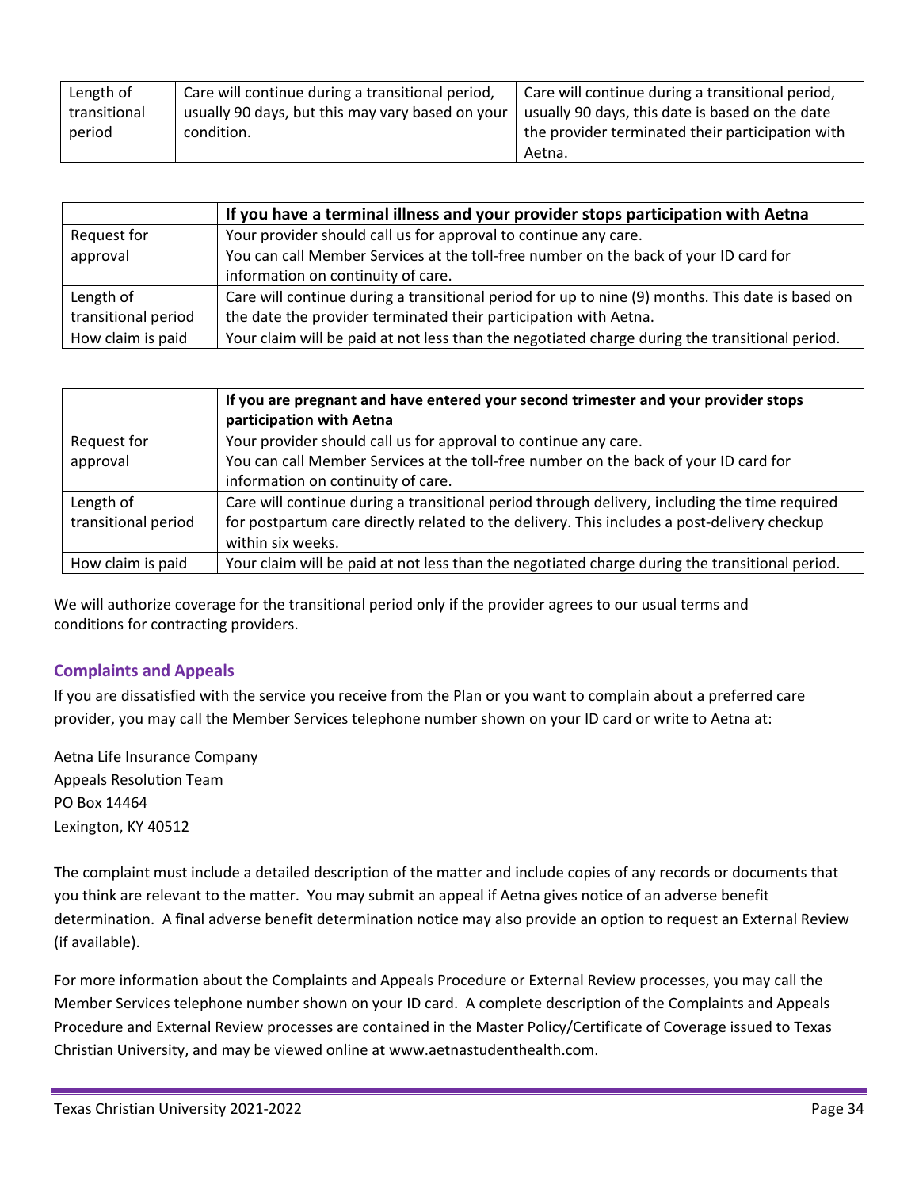| | | |
|---|---|---|
| Length of transitional period | Care will continue during a transitional period, usually 90 days, but this may vary based on your condition. | Care will continue during a transitional period, usually 90 days, this date is based on the date the provider terminated their participation with Aetna. |

| | **If you have a terminal illness and your provider stops participation with Aetna** |
|---|---|
| Request for approval | Your provider should call us for approval to continue any care. You can call Member Services at the toll-free number on the back of your ID card for information on continuity of care. |
| Length of transitional period | Care will continue during a transitional period for up to nine (9) months. This date is based on the date the provider terminated their participation with Aetna. |
| How claim is paid | Your claim will be paid at not less than the negotiated charge during the transitional period. |

| | **If you are pregnant and have entered your second trimester and your provider stops participation with Aetna** |
|---|---|
| Request for approval | Your provider should call us for approval to continue any care. You can call Member Services at the toll-free number on the back of your ID card for information on continuity of care. |
| Length of transitional period | Care will continue during a transitional period through delivery, including the time required for postpartum care directly related to the delivery. This includes a post-delivery checkup within six weeks. |
| How claim is paid | Your claim will be paid at not less than the negotiated charge during the transitional period. |

We will authorize coverage for the transitional period only if the provider agrees to our usual terms and conditions for contracting providers.

## Complaints and Appeals

If you are dissatisfied with the service you receive from the Plan or you want to complain about a preferred care provider, you may call the Member Services telephone number shown on your ID card or write to Aetna at:

Aetna Life Insurance Company
Appeals Resolution Team
PO Box 14464
Lexington, KY 40512

The complaint must include a detailed description of the matter and include copies of any records or documents that you think are relevant to the matter. You may submit an appeal if Aetna gives notice of an adverse benefit determination. A final adverse benefit determination notice may also provide an option to request an External Review (if available).

For more information about the Complaints and Appeals Procedure or External Review processes, you may call the Member Services telephone number shown on your ID card. A complete description of the Complaints and Appeals Procedure and External Review processes are contained in the Master Policy/Certificate of Coverage issued to Texas Christian University, and may be viewed online at www.aetnastudenthealth.com.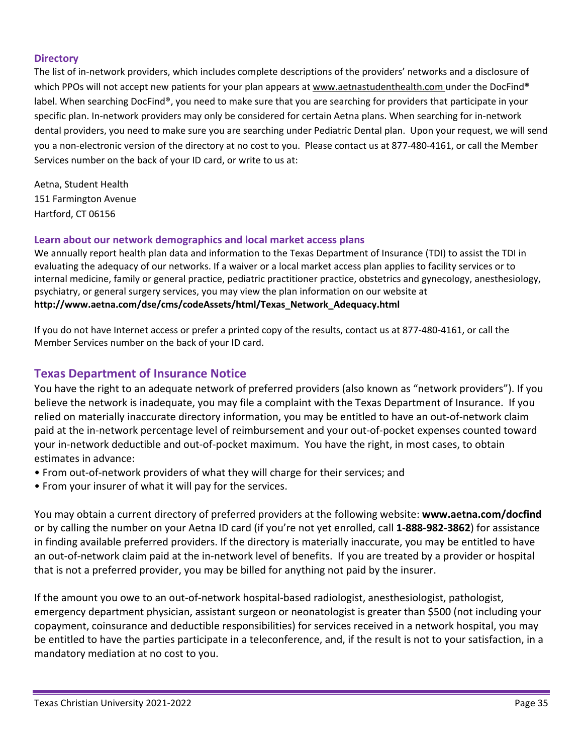### Directory

The list of in-network providers, which includes complete descriptions of the providers' networks and a disclosure of which PPOs will not accept new patients for your plan appears at www.aetnastudenthealth.com under the DocFind® label. When searching DocFind®, you need to make sure that you are searching for providers that participate in your specific plan. In-network providers may only be considered for certain Aetna plans. When searching for in-network dental providers, you need to make sure you are searching under Pediatric Dental plan. Upon your request, we will send you a non-electronic version of the directory at no cost to you. Please contact us at 877-480-4161, or call the Member Services number on the back of your ID card, or write to us at:

Aetna, Student Health
151 Farmington Avenue
Hartford, CT 06156

### Learn about our network demographics and local market access plans

We annually report health plan data and information to the Texas Department of Insurance (TDI) to assist the TDI in evaluating the adequacy of our networks. If a waiver or a local market access plan applies to facility services or to internal medicine, family or general practice, pediatric practitioner practice, obstetrics and gynecology, anesthesiology, psychiatry, or general surgery services, you may view the plan information on our website at **http://www.aetna.com/dse/cms/codeAssets/html/Texas_Network_Adequacy.html**

If you do not have Internet access or prefer a printed copy of the results, contact us at 877-480-4161, or call the Member Services number on the back of your ID card.

## Texas Department of Insurance Notice

You have the right to an adequate network of preferred providers (also known as "network providers"). If you believe the network is inadequate, you may file a complaint with the Texas Department of Insurance. If you relied on materially inaccurate directory information, you may be entitled to have an out-of-network claim paid at the in-network percentage level of reimbursement and your out-of-pocket expenses counted toward your in-network deductible and out-of-pocket maximum. You have the right, in most cases, to obtain estimates in advance:

- From out-of-network providers of what they will charge for their services; and
- From your insurer of what it will pay for the services.

You may obtain a current directory of preferred providers at the following website: **www.aetna.com/docfind** or by calling the number on your Aetna ID card (if you're not yet enrolled, call **1-888-982-3862**) for assistance in finding available preferred providers. If the directory is materially inaccurate, you may be entitled to have an out-of-network claim paid at the in-network level of benefits. If you are treated by a provider or hospital that is not a preferred provider, you may be billed for anything not paid by the insurer.

If the amount you owe to an out-of-network hospital-based radiologist, anesthesiologist, pathologist, emergency department physician, assistant surgeon or neonatologist is greater than $500 (not including your copayment, coinsurance and deductible responsibilities) for services received in a network hospital, you may be entitled to have the parties participate in a teleconference, and, if the result is not to your satisfaction, in a mandatory mediation at no cost to you.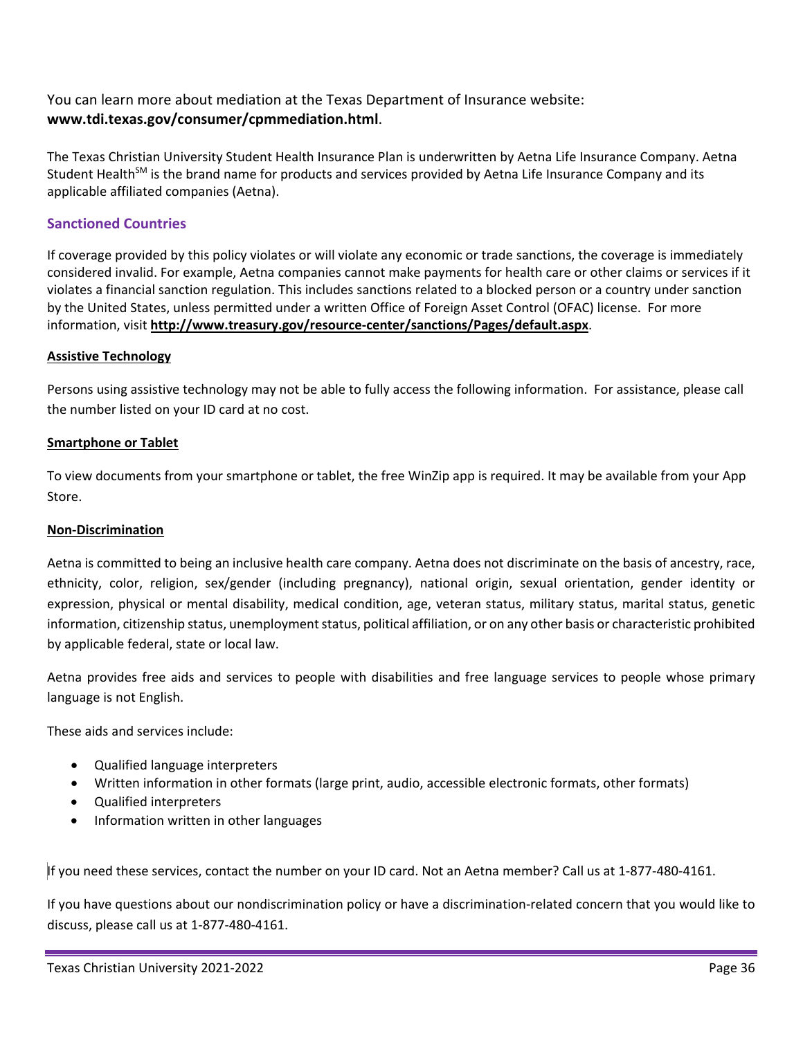You can learn more about mediation at the Texas Department of Insurance website: **www.tdi.texas.gov/consumer/cpmmediation.html**.

The Texas Christian University Student Health Insurance Plan is underwritten by Aetna Life Insurance Company. Aetna Student Health[SM] is the brand name for products and services provided by Aetna Life Insurance Company and its applicable affiliated companies (Aetna).

## Sanctioned Countries

If coverage provided by this policy violates or will violate any economic or trade sanctions, the coverage is immediately considered invalid. For example, Aetna companies cannot make payments for health care or other claims or services if it violates a financial sanction regulation. This includes sanctions related to a blocked person or a country under sanction by the United States, unless permitted under a written Office of Foreign Asset Control (OFAC) license. For more information, visit **http://www.treasury.gov/resource-center/sanctions/Pages/default.aspx**.

### Assistive Technology

Persons using assistive technology may not be able to fully access the following information. For assistance, please call the number listed on your ID card at no cost.

### Smartphone or Tablet

To view documents from your smartphone or tablet, the free WinZip app is required. It may be available from your App Store.

### Non-Discrimination

Aetna is committed to being an inclusive health care company. Aetna does not discriminate on the basis of ancestry, race, ethnicity, color, religion, sex/gender (including pregnancy), national origin, sexual orientation, gender identity or expression, physical or mental disability, medical condition, age, veteran status, military status, marital status, genetic information, citizenship status, unemployment status, political affiliation, or on any other basis or characteristic prohibited by applicable federal, state or local law.

Aetna provides free aids and services to people with disabilities and free language services to people whose primary language is not English.

These aids and services include:

- Qualified language interpreters
- Written information in other formats (large print, audio, accessible electronic formats, other formats)
- Qualified interpreters
- Information written in other languages

If you need these services, contact the number on your ID card. Not an Aetna member? Call us at 1-877-480-4161.

If you have questions about our nondiscrimination policy or have a discrimination-related concern that you would like to discuss, please call us at 1-877-480-4161.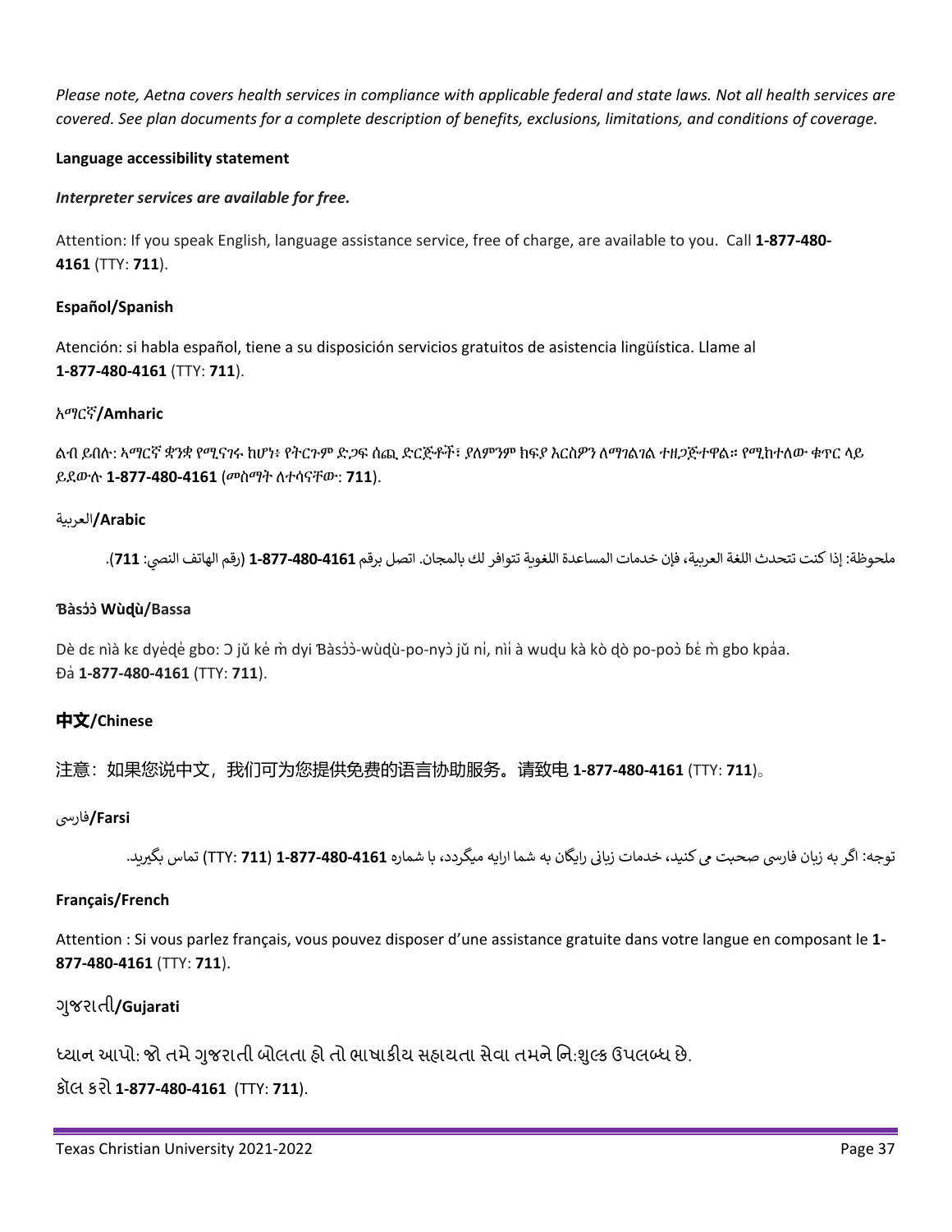*Please note, Aetna covers health services in compliance with applicable federal and state laws. Not all health services are covered. See plan documents for a complete description of benefits, exclusions, limitations, and conditions of coverage.*

**Language accessibility statement**

***Interpreter services are available for free.***

Attention: If you speak English, language assistance service, free of charge, are available to you. Call **1-877-480-4161** (TTY: **711**).

**Español/Spanish**

Atención: si habla español, tiene a su disposición servicios gratuitos de asistencia lingüística. Llame al **1-877-480-4161** (TTY: **711**).

አማርኛ**/Amharic**

ልብ ይበሉ: አማርኛ ቋንቋ የሚናገሩ ከሆነ፣ የትርጉም ድጋፍ ሰጪ ድርጅቶች፣ ያለምንም ክፍያ እርስዎን ለማገልገል ተዘጋጅተዋል። የሚከተለው ቁጥር ላይ ይደውሉ **1-877-480-4161** (መስማት ለተሳናቸው: **711**).

العربية**/Arabic**

ملحوظة: إذا كنت تتحدث اللغة العربية، فإن خدمات المساعدة اللغوية تتوافر لك بالمجان. اتصل برقم **1-877-480-4161** (رقم الهاتف النصي: **711**).

**Ɓàsɔ́ɔ̀ Wùḍù/Bassa**

Dè dɛ nìà kɛ dyéḍé gbo: Ɔ jǔ ké m̀ dyi Ɓàsɔ́ɔ̀-wùḍù-po-nyɔ̀ jǔ ní, nìí à wuḍu kà kò ḍò po-poɔ̀ ɓɛ́ m̀ gbo kpáa. Ɖá **1-877-480-4161** (TTY: **711**).

**中文/Chinese**

注意：如果您说中文，我们可为您提供免费的语言协助服务。请致电 **1-877-480-4161** (TTY: **711**)。

فارسی**/Farsi**

توجه: اگر به زبان فارسی صحبت می کنید، خدمات زبانی رایگان به شما ارایه میگردد، با شماره **1-877-480-4161** (TTY: **711**) تماس بگیرید.

**Français/French**

Attention : Si vous parlez français, vous pouvez disposer d'une assistance gratuite dans votre langue en composant le **1-877-480-4161** (TTY: **711**).

ગુજરાતી**/Gujarati**

ધ્યાન આપો: જો તમે ગુજરાતી બોલતા હો તો ભાષાકીય સહાયતા સેવા તમને નિ:શુલ્ક ઉપલબ્ધ છે.
કૉલ કરો **1-877-480-4161** (TTY: **711**).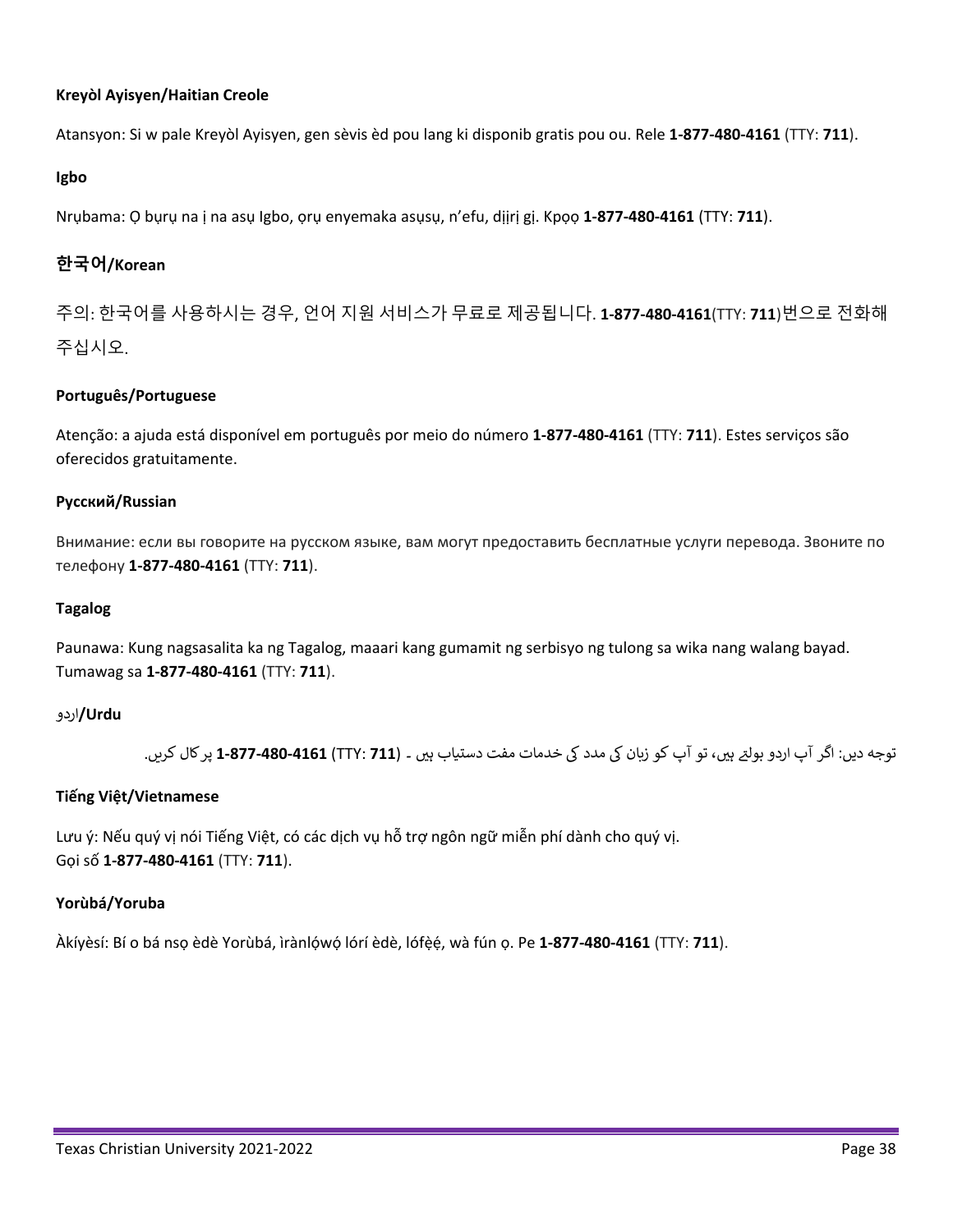**Kreyòl Ayisyen/Haitian Creole**

Atansyon: Si w pale Kreyòl Ayisyen, gen sèvis èd pou lang ki disponib gratis pou ou. Rele **1-877-480-4161** (TTY: **711**).

**Igbo**

Nrụbama: Ọ bụrụ na ị na asụ Igbo, ọrụ enyemaka asụsụ, n'efu, dịịrị gị. Kpọọ **1-877-480-4161** (TTY: **711**).

**한국어/Korean**

주의: 한국어를 사용하시는 경우, 언어 지원 서비스가 무료로 제공됩니다. **1-877-480-4161**(TTY: **711**)번으로 전화해 주십시오.

**Português/Portuguese**

Atenção: a ajuda está disponível em português por meio do número **1-877-480-4161** (TTY: **711**). Estes serviços são oferecidos gratuitamente.

**Русский/Russian**

Внимание: если вы говорите на русском языке, вам могут предоставить бесплатные услуги перевода. Звоните по телефону **1-877-480-4161** (TTY: **711**).

**Tagalog**

Paunawa: Kung nagsasalita ka ng Tagalog, maaari kang gumamit ng serbisyo ng tulong sa wika nang walang bayad. Tumawag sa **1-877-480-4161** (TTY: **711**).

**اردو/Urdu**

توجہ دیں: اگر آپ اردو بولتے ہیں، تو آپ کو زبان کی مدد کی خدمات مفت دستیاب ہیں ۔ (TTY: **711**) **1-877-480-4161** پر کال کریں.

**Tiếng Việt/Vietnamese**

Lưu ý: Nếu quý vị nói Tiếng Việt, có các dịch vụ hỗ trợ ngôn ngữ miễn phí dành cho quý vị.
Gọi số **1-877-480-4161** (TTY: **711**).

**Yorùbá/Yoruba**

Àkíyèsí: Bí o bá nsọ èdè Yorùbá, ìrànlọ́wọ́ lórí èdè, lófẹ̀ẹ́, wà fún ọ. Pe **1-877-480-4161** (TTY: **711**).